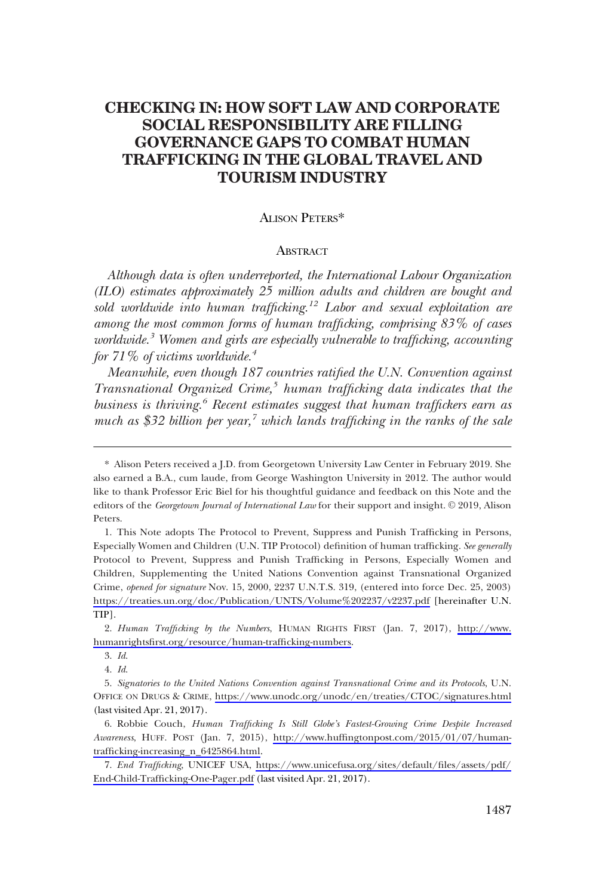# CHECKING IN: HOW SOFT LAW AND CORPORATE SOCIAL RESPONSIBILITY ARE FILLING GOVERNANCE GAPS TO COMBAT HUMAN TRAFFICKING IN THE GLOBAL TRAVEL AND TOURISM INDUSTRY

ALISON PETERS*

## ABSTRACT

*Although data is often underreported, the International Labour Organization (ILO) estimates approximately 25 million adults and children are bought and sold worldwide into human trafficking.*[1,2] *Labor and sexual exploitation are among the most common forms of human trafficking, comprising 83% of cases worldwide.*[3] *Women and girls are especially vulnerable to trafficking, accounting for 71% of victims worldwide.*[4]

*Meanwhile, even though 187 countries ratified the U.N. Convention against Transnational Organized Crime,*[5] *human trafficking data indicates that the business is thriving.*[6] *Recent estimates suggest that human traffickers earn as much as $32 billion per year,*[7] *which lands trafficking in the ranks of the sale*

---

\* Alison Peters received a J.D. from Georgetown University Law Center in February 2019. She also earned a B.A., cum laude, from George Washington University in 2012. The author would like to thank Professor Eric Biel for his thoughtful guidance and feedback on this Note and the editors of the *Georgetown Journal of International Law* for their support and insight. © 2019, Alison Peters.

1. This Note adopts The Protocol to Prevent, Suppress and Punish Trafficking in Persons, Especially Women and Children (U.N. TIP Protocol) definition of human trafficking. *See generally* Protocol to Prevent, Suppress and Punish Trafficking in Persons, Especially Women and Children, Supplementing the United Nations Convention against Transnational Organized Crime, *opened for signature* Nov. 15, 2000, 2237 U.N.T.S. 319, (entered into force Dec. 25, 2003) https://treaties.un.org/doc/Publication/UNTS/Volume%202237/v2237.pdf [hereinafter U.N. TIP].

2. *Human Trafficking by the Numbers*, HUMAN RIGHTS FIRST (Jan. 7, 2017), http://www.humanrightsfirst.org/resource/human-trafficking-numbers.

3. *Id.*

4. *Id.*

5. *Signatories to the United Nations Convention against Transnational Crime and its Protocols*, U.N. OFFICE ON DRUGS & CRIME, https://www.unodc.org/unodc/en/treaties/CTOC/signatures.html (last visited Apr. 21, 2017).

6. Robbie Couch, *Human Trafficking Is Still Globe's Fastest-Growing Crime Despite Increased Awareness*, HUFF. POST (Jan. 7, 2015), http://www.huffingtonpost.com/2015/01/07/human-trafficking-increasing_n_6425864.html.

7. *End Trafficking*, UNICEF USA, https://www.unicefusa.org/sites/default/files/assets/pdf/End-Child-Trafficking-One-Pager.pdf (last visited Apr. 21, 2017).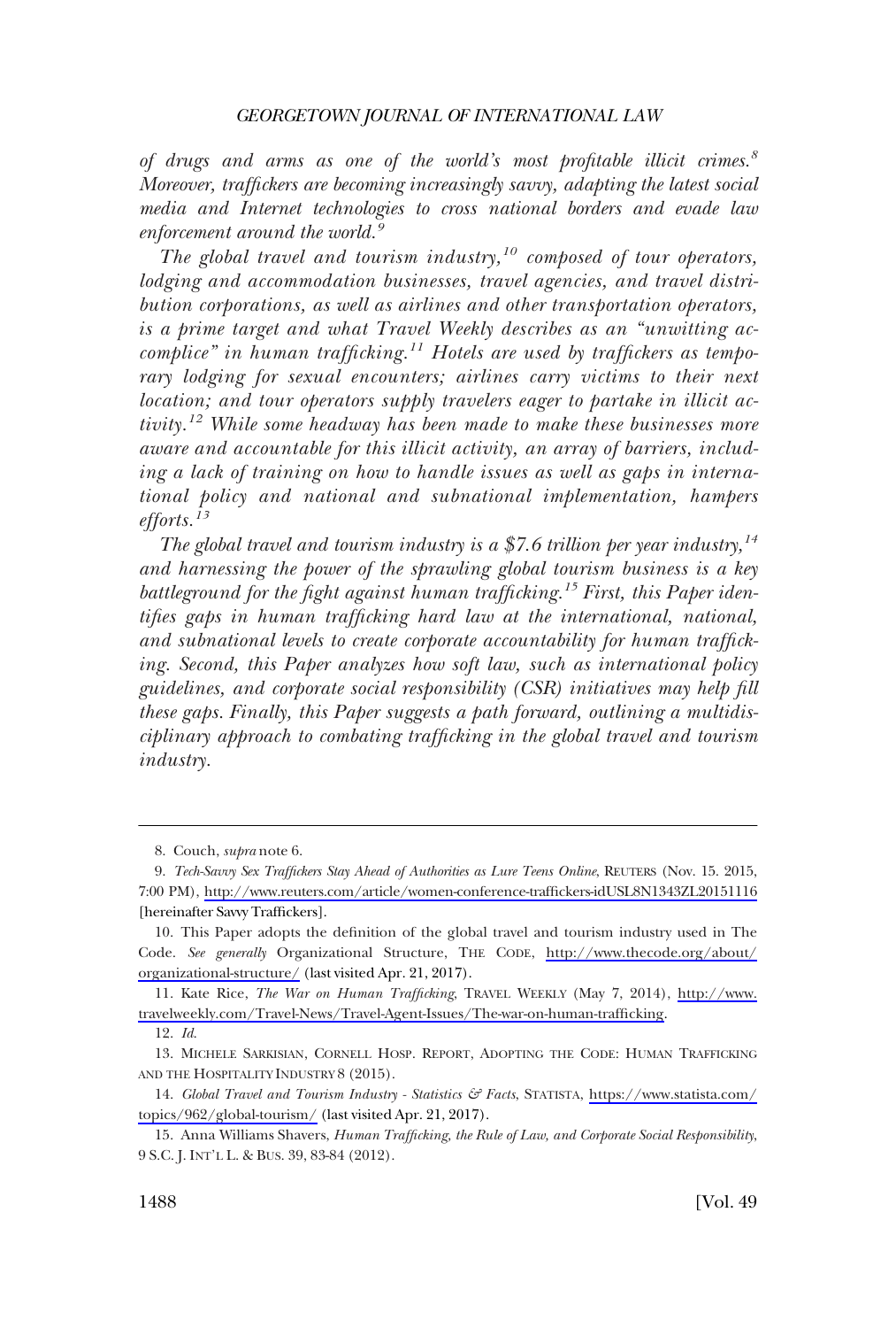*of drugs and arms as one of the world's most profitable illicit crimes.*[8] *Moreover, traffickers are becoming increasingly savvy, adapting the latest social media and Internet technologies to cross national borders and evade law enforcement around the world.*[9]

*The global travel and tourism industry,*[10] *composed of tour operators, lodging and accommodation businesses, travel agencies, and travel distribution corporations, as well as airlines and other transportation operators, is a prime target and what Travel Weekly describes as an "unwitting accomplice" in human trafficking.*[11] *Hotels are used by traffickers as temporary lodging for sexual encounters; airlines carry victims to their next location; and tour operators supply travelers eager to partake in illicit activity.*[12] *While some headway has been made to make these businesses more aware and accountable for this illicit activity, an array of barriers, including a lack of training on how to handle issues as well as gaps in international policy and national and subnational implementation, hampers efforts.*[13]

*The global travel and tourism industry is a $7.6 trillion per year industry,*[14] *and harnessing the power of the sprawling global tourism business is a key battleground for the fight against human trafficking.*[15] *First, this Paper identifies gaps in human trafficking hard law at the international, national, and subnational levels to create corporate accountability for human trafficking. Second, this Paper analyzes how soft law, such as international policy guidelines, and corporate social responsibility (CSR) initiatives may help fill these gaps. Finally, this Paper suggests a path forward, outlining a multidisciplinary approach to combating trafficking in the global travel and tourism industry.*

---

8. Couch, *supra* note 6.

9. *Tech-Savvy Sex Traffickers Stay Ahead of Authorities as Lure Teens Online*, REUTERS (Nov. 15. 2015, 7:00 PM), http://www.reuters.com/article/women-conference-traffickers-idUSL8N1343ZL20151116 [hereinafter Savvy Traffickers].

10. This Paper adopts the definition of the global travel and tourism industry used in The Code. *See generally* Organizational Structure, THE CODE, http://www.thecode.org/about/organizational-structure/ (last visited Apr. 21, 2017).

11. Kate Rice, *The War on Human Trafficking*, TRAVEL WEEKLY (May 7, 2014), http://www.travelweekly.com/Travel-News/Travel-Agent-Issues/The-war-on-human-trafficking.

12. *Id.*

13. MICHELE SARKISIAN, CORNELL HOSP. REPORT, ADOPTING THE CODE: HUMAN TRAFFICKING AND THE HOSPITALITY INDUSTRY 8 (2015).

14. *Global Travel and Tourism Industry - Statistics & Facts*, STATISTA, https://www.statista.com/topics/962/global-tourism/ (last visited Apr. 21, 2017).

15. Anna Williams Shavers, *Human Trafficking, the Rule of Law, and Corporate Social Responsibility*, 9 S.C. J. INT'L L. & BUS. 39, 83-84 (2012).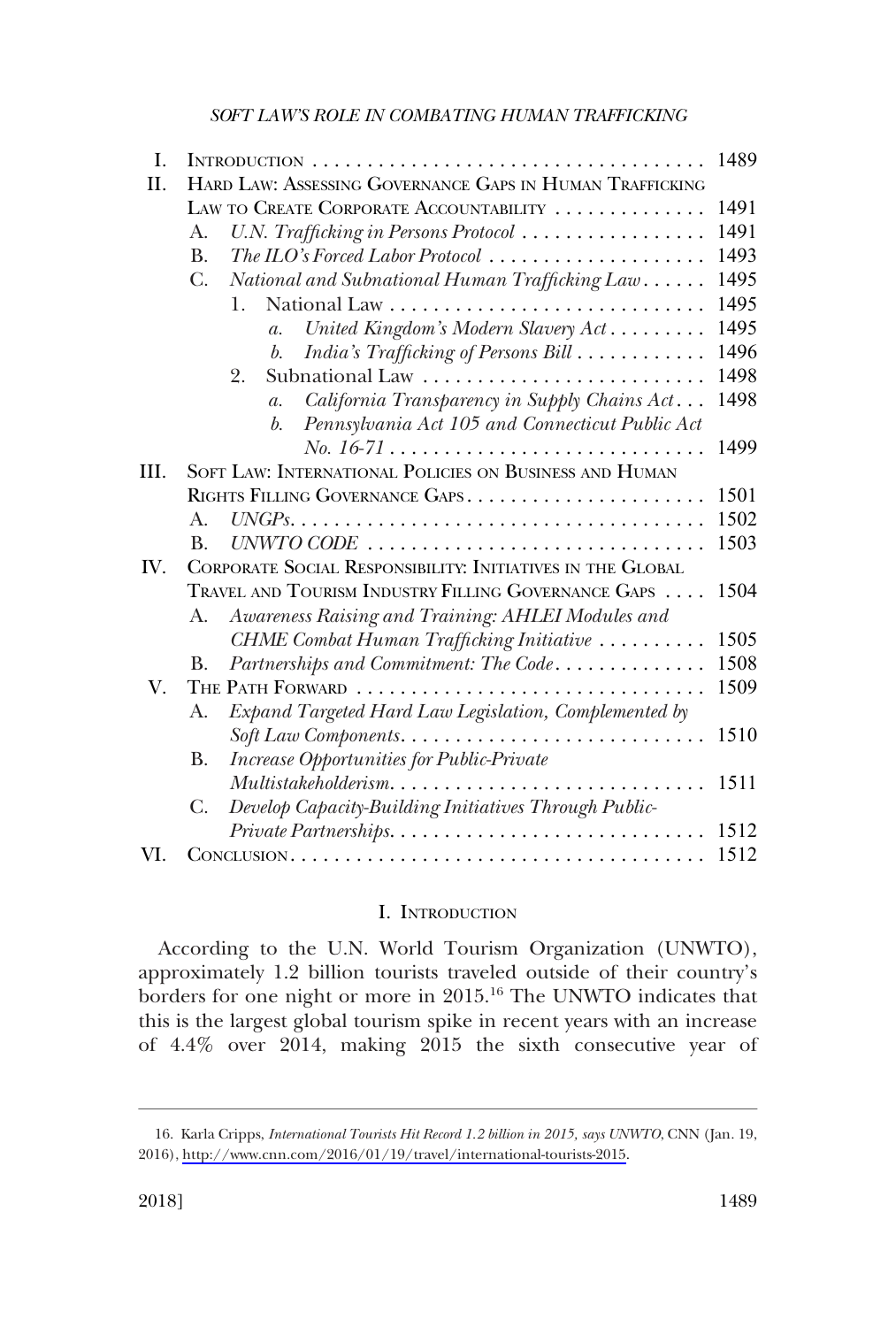| | | |
|---|---|---|
| I. | INTRODUCTION | 1489 |
| II. | HARD LAW: ASSESSING GOVERNANCE GAPS IN HUMAN TRAFFICKING LAW TO CREATE CORPORATE ACCOUNTABILITY | 1491 |
| | A. *U.N. Trafficking in Persons Protocol* | 1491 |
| | B. *The ILO's Forced Labor Protocol* | 1493 |
| | C. *National and Subnational Human Trafficking Law* | 1495 |
| | 1. National Law | 1495 |
| | *a. United Kingdom's Modern Slavery Act* | 1495 |
| | *b. India's Trafficking of Persons Bill* | 1496 |
| | 2. Subnational Law | 1498 |
| | *a. California Transparency in Supply Chains Act* | 1498 |
| | *b. Pennsylvania Act 105 and Connecticut Public Act No. 16-71* | 1499 |
| III. | SOFT LAW: INTERNATIONAL POLICIES ON BUSINESS AND HUMAN RIGHTS FILLING GOVERNANCE GAPS | 1501 |
| | A. *UNGPs* | 1502 |
| | B. *UNWTO CODE* | 1503 |
| IV. | CORPORATE SOCIAL RESPONSIBILITY: INITIATIVES IN THE GLOBAL TRAVEL AND TOURISM INDUSTRY FILLING GOVERNANCE GAPS | 1504 |
| | A. *Awareness Raising and Training: AHLEI Modules and CHME Combat Human Trafficking Initiative* | 1505 |
| | B. *Partnerships and Commitment: The Code* | 1508 |
| V. | THE PATH FORWARD | 1509 |
| | A. *Expand Targeted Hard Law Legislation, Complemented by Soft Law Components* | 1510 |
| | B. *Increase Opportunities for Public-Private Multistakeholderism* | 1511 |
| | C. *Develop Capacity-Building Initiatives Through Public-Private Partnerships* | 1512 |
| VI. | CONCLUSION | 1512 |

## I. INTRODUCTION

According to the U.N. World Tourism Organization (UNWTO), approximately 1.2 billion tourists traveled outside of their country's borders for one night or more in 2015.[16] The UNWTO indicates that this is the largest global tourism spike in recent years with an increase of 4.4% over 2014, making 2015 the sixth consecutive year of

16. Karla Cripps, *International Tourists Hit Record 1.2 billion in 2015, says UNWTO*, CNN (Jan. 19, 2016), http://www.cnn.com/2016/01/19/travel/international-tourists-2015.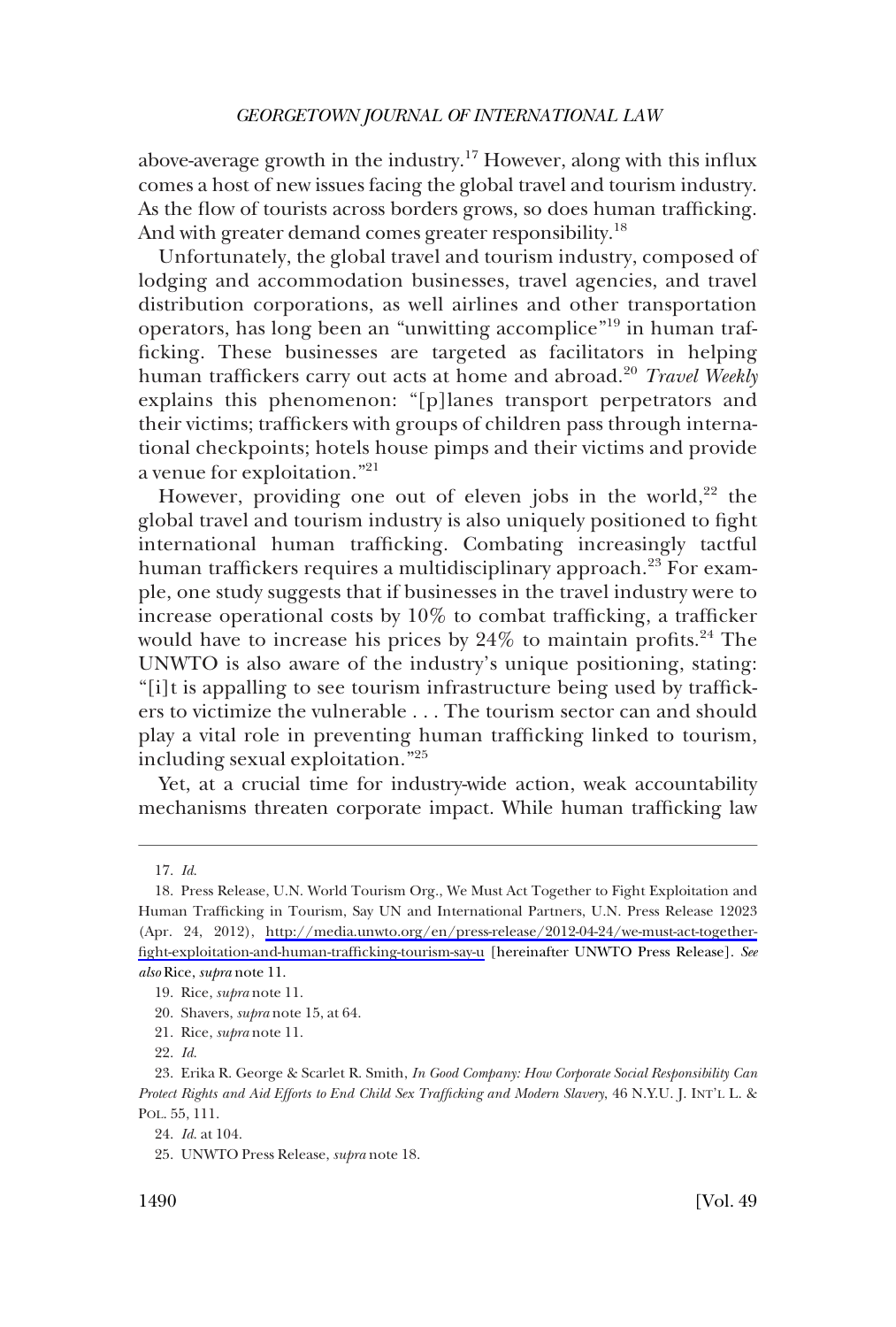above-average growth in the industry.[17] However, along with this influx comes a host of new issues facing the global travel and tourism industry. As the flow of tourists across borders grows, so does human trafficking. And with greater demand comes greater responsibility.[18]

Unfortunately, the global travel and tourism industry, composed of lodging and accommodation businesses, travel agencies, and travel distribution corporations, as well airlines and other transportation operators, has long been an "unwitting accomplice"[19] in human trafficking. These businesses are targeted as facilitators in helping human traffickers carry out acts at home and abroad.[20] *Travel Weekly* explains this phenomenon: "[p]lanes transport perpetrators and their victims; traffickers with groups of children pass through international checkpoints; hotels house pimps and their victims and provide a venue for exploitation."[21]

However, providing one out of eleven jobs in the world,[22] the global travel and tourism industry is also uniquely positioned to fight international human trafficking. Combating increasingly tactful human traffickers requires a multidisciplinary approach.[23] For example, one study suggests that if businesses in the travel industry were to increase operational costs by 10% to combat trafficking, a trafficker would have to increase his prices by 24% to maintain profits.[24] The UNWTO is also aware of the industry's unique positioning, stating: "[i]t is appalling to see tourism infrastructure being used by traffickers to victimize the vulnerable . . . The tourism sector can and should play a vital role in preventing human trafficking linked to tourism, including sexual exploitation."[25]

Yet, at a crucial time for industry-wide action, weak accountability mechanisms threaten corporate impact. While human trafficking law

---

17. *Id.*

18. Press Release, U.N. World Tourism Org., We Must Act Together to Fight Exploitation and Human Trafficking in Tourism, Say UN and International Partners, U.N. Press Release 12023 (Apr. 24, 2012), http://media.unwto.org/en/press-release/2012-04-24/we-must-act-together-fight-exploitation-and-human-trafficking-tourism-say-u [hereinafter UNWTO Press Release]. *See also* Rice, *supra* note 11.

19. Rice, *supra* note 11.

20. Shavers, *supra* note 15, at 64.

21. Rice, *supra* note 11.

22. *Id.*

23. Erika R. George & Scarlet R. Smith, *In Good Company: How Corporate Social Responsibility Can Protect Rights and Aid Efforts to End Child Sex Trafficking and Modern Slavery*, 46 N.Y.U. J. INT'L L. & POL. 55, 111.

24. *Id.* at 104.

25. UNWTO Press Release, *supra* note 18.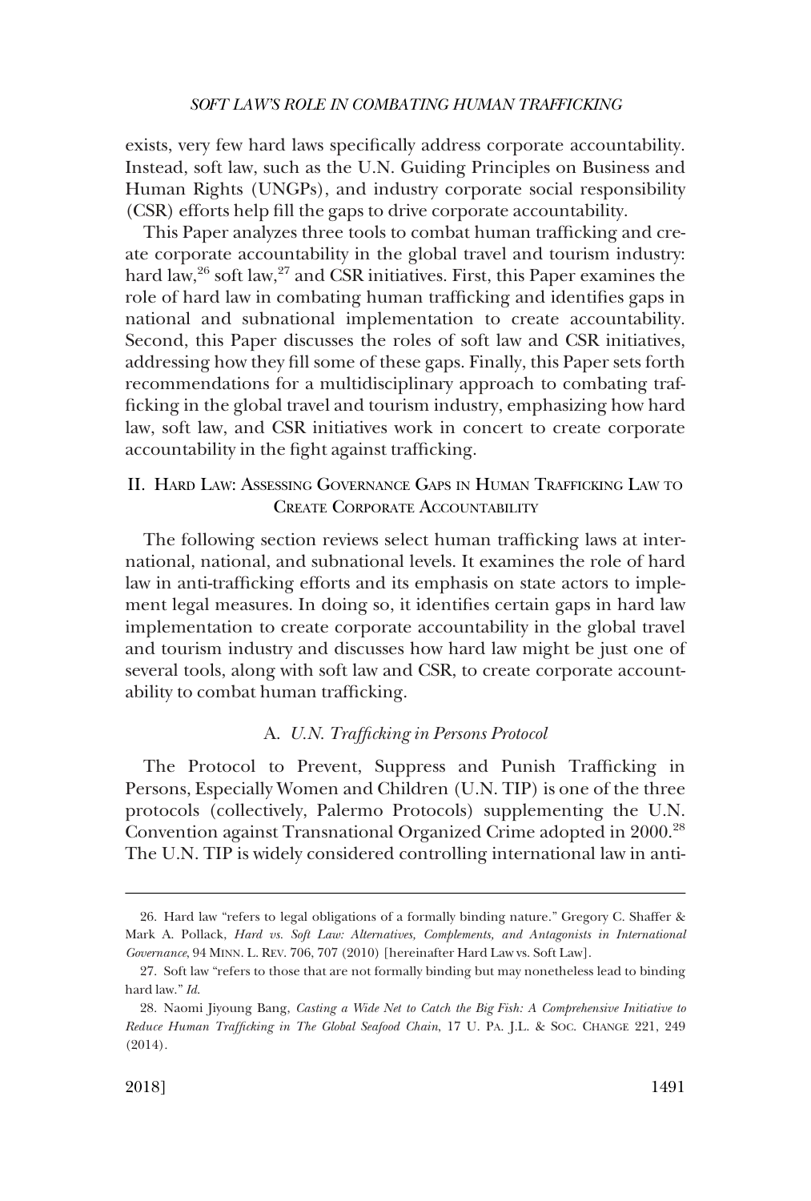exists, very few hard laws specifically address corporate accountability. Instead, soft law, such as the U.N. Guiding Principles on Business and Human Rights (UNGPs), and industry corporate social responsibility (CSR) efforts help fill the gaps to drive corporate accountability.

This Paper analyzes three tools to combat human trafficking and create corporate accountability in the global travel and tourism industry: hard law,[26] soft law,[27] and CSR initiatives. First, this Paper examines the role of hard law in combating human trafficking and identifies gaps in national and subnational implementation to create accountability. Second, this Paper discusses the roles of soft law and CSR initiatives, addressing how they fill some of these gaps. Finally, this Paper sets forth recommendations for a multidisciplinary approach to combating trafficking in the global travel and tourism industry, emphasizing how hard law, soft law, and CSR initiatives work in concert to create corporate accountability in the fight against trafficking.

## II. Hard Law: Assessing Governance Gaps in Human Trafficking Law to Create Corporate Accountability

The following section reviews select human trafficking laws at international, national, and subnational levels. It examines the role of hard law in anti-trafficking efforts and its emphasis on state actors to implement legal measures. In doing so, it identifies certain gaps in hard law implementation to create corporate accountability in the global travel and tourism industry and discusses how hard law might be just one of several tools, along with soft law and CSR, to create corporate accountability to combat human trafficking.

### A. *U.N. Trafficking in Persons Protocol*

The Protocol to Prevent, Suppress and Punish Trafficking in Persons, Especially Women and Children (U.N. TIP) is one of the three protocols (collectively, Palermo Protocols) supplementing the U.N. Convention against Transnational Organized Crime adopted in 2000.[28] The U.N. TIP is widely considered controlling international law in anti-

---

26. Hard law "refers to legal obligations of a formally binding nature." Gregory C. Shaffer & Mark A. Pollack, *Hard vs. Soft Law: Alternatives, Complements, and Antagonists in International Governance*, 94 MINN. L. REV. 706, 707 (2010) [hereinafter Hard Law vs. Soft Law].

27. Soft law "refers to those that are not formally binding but may nonetheless lead to binding hard law." *Id.*

28. Naomi Jiyoung Bang, *Casting a Wide Net to Catch the Big Fish: A Comprehensive Initiative to Reduce Human Trafficking in The Global Seafood Chain*, 17 U. PA. J.L. & SOC. CHANGE 221, 249 (2014).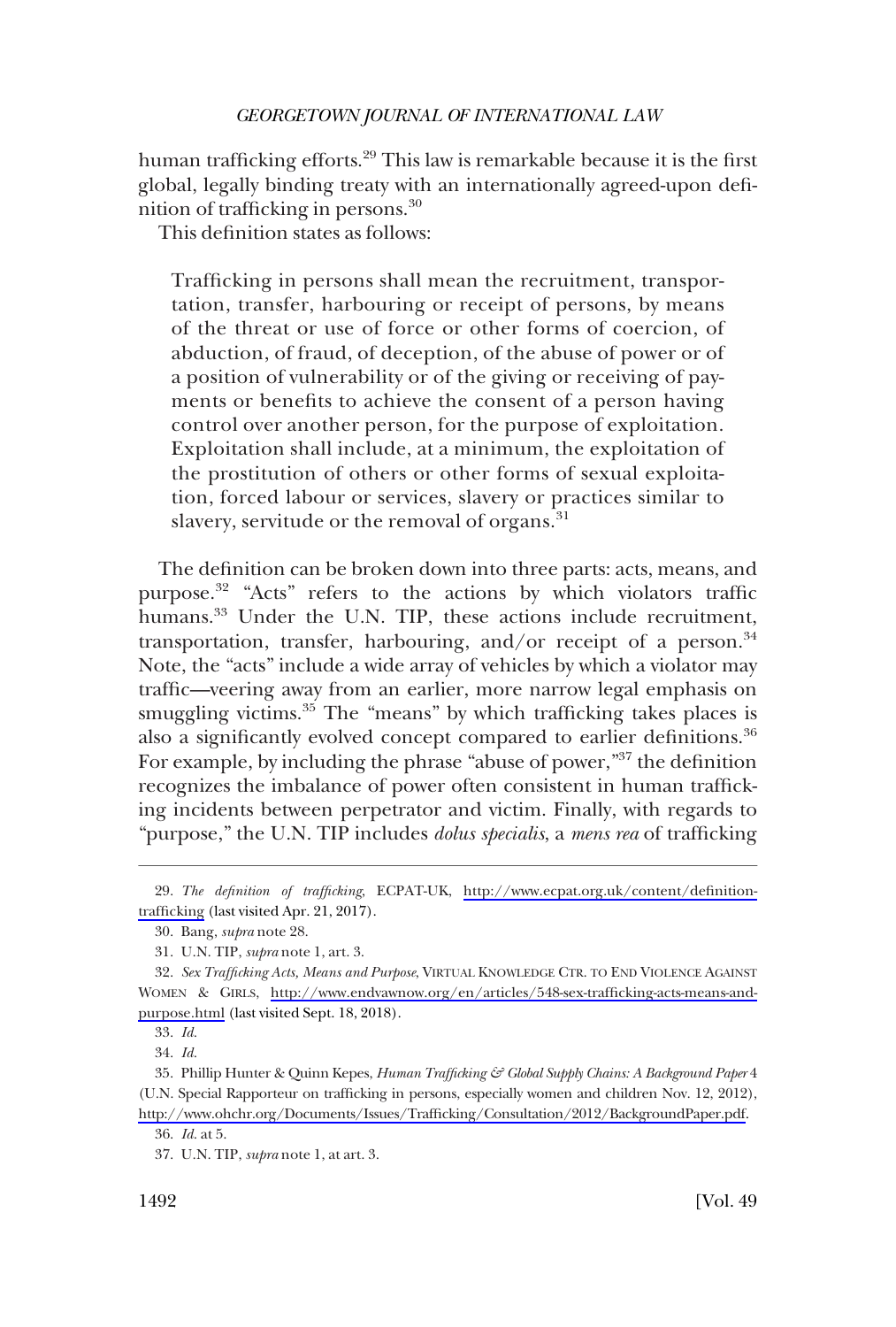human trafficking efforts.[29] This law is remarkable because it is the first global, legally binding treaty with an internationally agreed-upon definition of trafficking in persons.[30]

This definition states as follows:

> Trafficking in persons shall mean the recruitment, transportation, transfer, harbouring or receipt of persons, by means of the threat or use of force or other forms of coercion, of abduction, of fraud, of deception, of the abuse of power or of a position of vulnerability or of the giving or receiving of payments or benefits to achieve the consent of a person having control over another person, for the purpose of exploitation. Exploitation shall include, at a minimum, the exploitation of the prostitution of others or other forms of sexual exploitation, forced labour or services, slavery or practices similar to slavery, servitude or the removal of organs.[31]

The definition can be broken down into three parts: acts, means, and purpose.[32] "Acts" refers to the actions by which violators traffic humans.[33] Under the U.N. TIP, these actions include recruitment, transportation, transfer, harbouring, and/or receipt of a person.[34] Note, the "acts" include a wide array of vehicles by which a violator may traffic—veering away from an earlier, more narrow legal emphasis on smuggling victims.[35] The "means" by which trafficking takes places is also a significantly evolved concept compared to earlier definitions.[36] For example, by including the phrase "abuse of power,"[37] the definition recognizes the imbalance of power often consistent in human trafficking incidents between perpetrator and victim. Finally, with regards to "purpose," the U.N. TIP includes *dolus specialis*, a *mens rea* of trafficking

---

29. *The definition of trafficking*, ECPAT-UK, http://www.ecpat.org.uk/content/definition-trafficking (last visited Apr. 21, 2017).

30. Bang, *supra* note 28.

31. U.N. TIP, *supra* note 1, art. 3.

32. *Sex Trafficking Acts, Means and Purpose*, VIRTUAL KNOWLEDGE CTR. TO END VIOLENCE AGAINST WOMEN & GIRLS, http://www.endvawnow.org/en/articles/548-sex-trafficking-acts-means-and-purpose.html (last visited Sept. 18, 2018).

33. *Id.*

34. *Id.*

35. Phillip Hunter & Quinn Kepes, *Human Trafficking & Global Supply Chains: A Background Paper* 4 (U.N. Special Rapporteur on trafficking in persons, especially women and children Nov. 12, 2012), http://www.ohchr.org/Documents/Issues/Trafficking/Consultation/2012/BackgroundPaper.pdf.

36. *Id.* at 5.

37. U.N. TIP, *supra* note 1, at art. 3.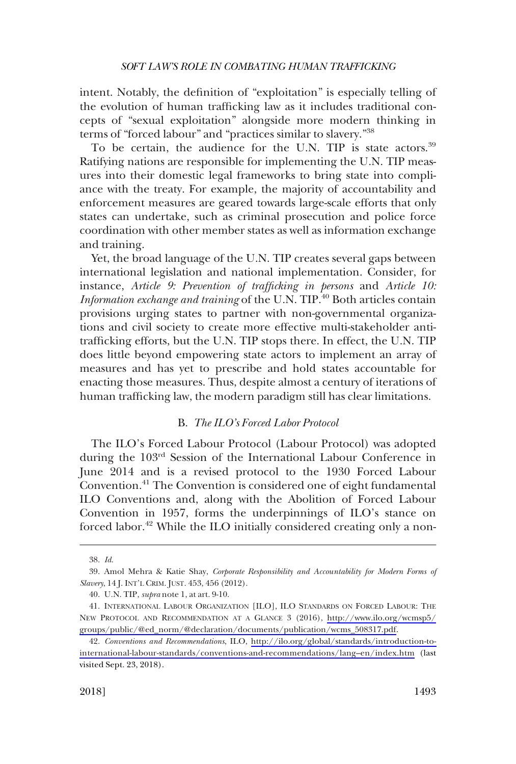intent. Notably, the definition of "exploitation" is especially telling of the evolution of human trafficking law as it includes traditional concepts of "sexual exploitation" alongside more modern thinking in terms of "forced labour" and "practices similar to slavery."[38]

To be certain, the audience for the U.N. TIP is state actors.[39] Ratifying nations are responsible for implementing the U.N. TIP measures into their domestic legal frameworks to bring state into compliance with the treaty. For example, the majority of accountability and enforcement measures are geared towards large-scale efforts that only states can undertake, such as criminal prosecution and police force coordination with other member states as well as information exchange and training.

Yet, the broad language of the U.N. TIP creates several gaps between international legislation and national implementation. Consider, for instance, *Article 9: Prevention of trafficking in persons* and *Article 10: Information exchange and training* of the U.N. TIP.[40] Both articles contain provisions urging states to partner with non-governmental organizations and civil society to create more effective multi-stakeholder anti-trafficking efforts, but the U.N. TIP stops there. In effect, the U.N. TIP does little beyond empowering state actors to implement an array of measures and has yet to prescribe and hold states accountable for enacting those measures. Thus, despite almost a century of iterations of human trafficking law, the modern paradigm still has clear limitations.

### B. *The ILO's Forced Labor Protocol*

The ILO's Forced Labour Protocol (Labour Protocol) was adopted during the 103rd Session of the International Labour Conference in June 2014 and is a revised protocol to the 1930 Forced Labour Convention.[41] The Convention is considered one of eight fundamental ILO Conventions and, along with the Abolition of Forced Labour Convention in 1957, forms the underpinnings of ILO's stance on forced labor.[42] While the ILO initially considered creating only a non-

---

38. *Id.*

39. Amol Mehra & Katie Shay, *Corporate Responsibility and Accountability for Modern Forms of Slavery*, 14 J. INT'L CRIM. JUST. 453, 456 (2012).

40. U.N. TIP, *supra* note 1, at art. 9-10.

41. INTERNATIONAL LABOUR ORGANIZATION [ILO], ILO STANDARDS ON FORCED LABOUR: THE NEW PROTOCOL AND RECOMMENDATION AT A GLANCE 3 (2016), http://www.ilo.org/wcmsp5/groups/public/@ed_norm/@declaration/documents/publication/wcms_508317.pdf.

42. *Conventions and Recommendations*, ILO, http://ilo.org/global/standards/introduction-to-international-labour-standards/conventions-and-recommendations/lang–en/index.htm (last visited Sept. 23, 2018).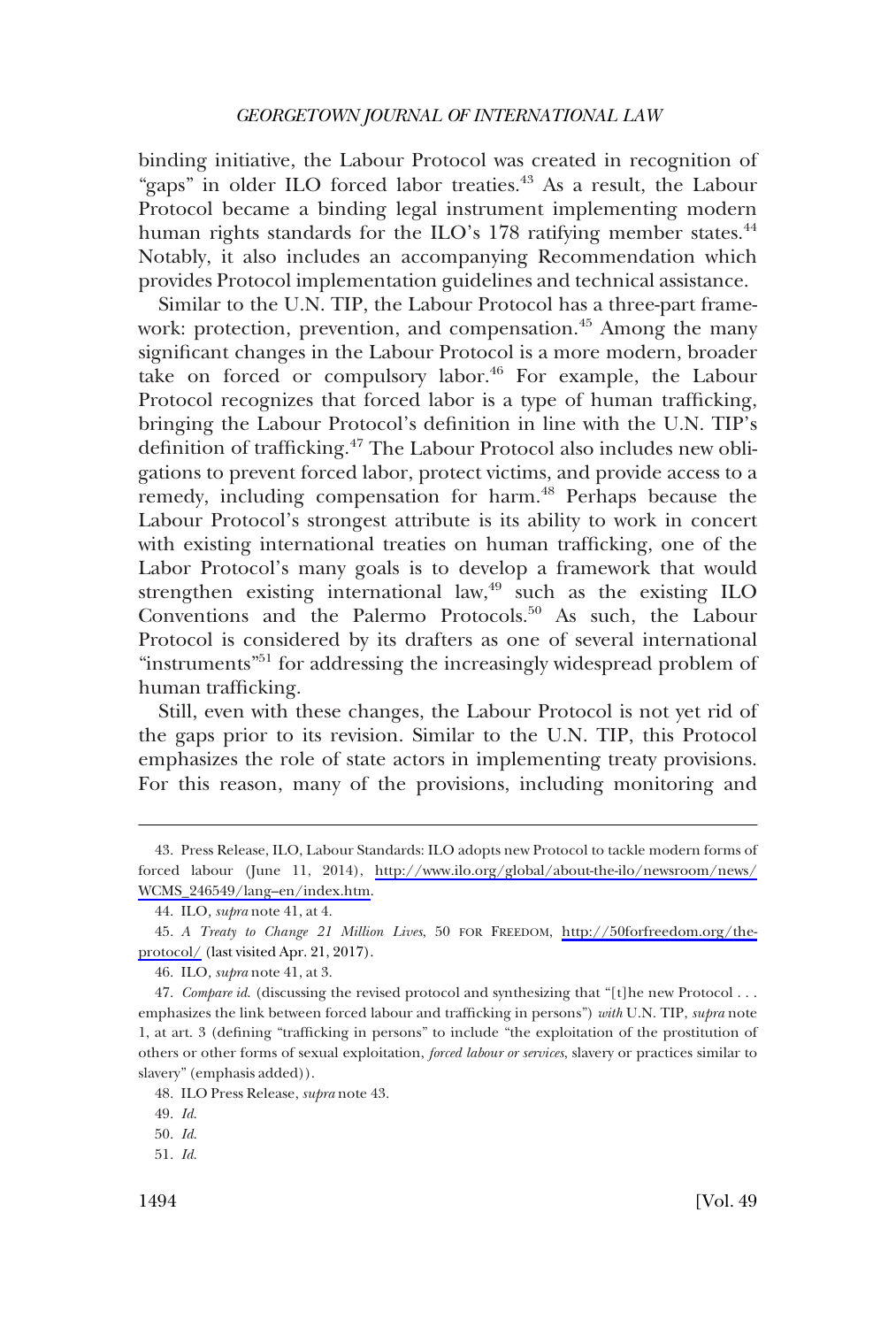binding initiative, the Labour Protocol was created in recognition of "gaps" in older ILO forced labor treaties.[43] As a result, the Labour Protocol became a binding legal instrument implementing modern human rights standards for the ILO's 178 ratifying member states.[44] Notably, it also includes an accompanying Recommendation which provides Protocol implementation guidelines and technical assistance.

Similar to the U.N. TIP, the Labour Protocol has a three-part framework: protection, prevention, and compensation.[45] Among the many significant changes in the Labour Protocol is a more modern, broader take on forced or compulsory labor.[46] For example, the Labour Protocol recognizes that forced labor is a type of human trafficking, bringing the Labour Protocol's definition in line with the U.N. TIP's definition of trafficking.[47] The Labour Protocol also includes new obligations to prevent forced labor, protect victims, and provide access to a remedy, including compensation for harm.[48] Perhaps because the Labour Protocol's strongest attribute is its ability to work in concert with existing international treaties on human trafficking, one of the Labor Protocol's many goals is to develop a framework that would strengthen existing international law,[49] such as the existing ILO Conventions and the Palermo Protocols.[50] As such, the Labour Protocol is considered by its drafters as one of several international "instruments"[51] for addressing the increasingly widespread problem of human trafficking.

Still, even with these changes, the Labour Protocol is not yet rid of the gaps prior to its revision. Similar to the U.N. TIP, this Protocol emphasizes the role of state actors in implementing treaty provisions. For this reason, many of the provisions, including monitoring and

---

43. Press Release, ILO, Labour Standards: ILO adopts new Protocol to tackle modern forms of forced labour (June 11, 2014), http://www.ilo.org/global/about-the-ilo/newsroom/news/WCMS_246549/lang–en/index.htm.

44. ILO, *supra* note 41, at 4.

45. *A Treaty to Change 21 Million Lives*, 50 FOR FREEDOM, http://50forfreedom.org/the-protocol/ (last visited Apr. 21, 2017).

46. ILO, *supra* note 41, at 3.

47. *Compare id.* (discussing the revised protocol and synthesizing that "[t]he new Protocol . . . emphasizes the link between forced labour and trafficking in persons") *with* U.N. TIP, *supra* note 1, at art. 3 (defining "trafficking in persons" to include "the exploitation of the prostitution of others or other forms of sexual exploitation, *forced labour or services*, slavery or practices similar to slavery" (emphasis added)).

48. ILO Press Release, *supra* note 43.

49. *Id.*

50. *Id.*

51. *Id.*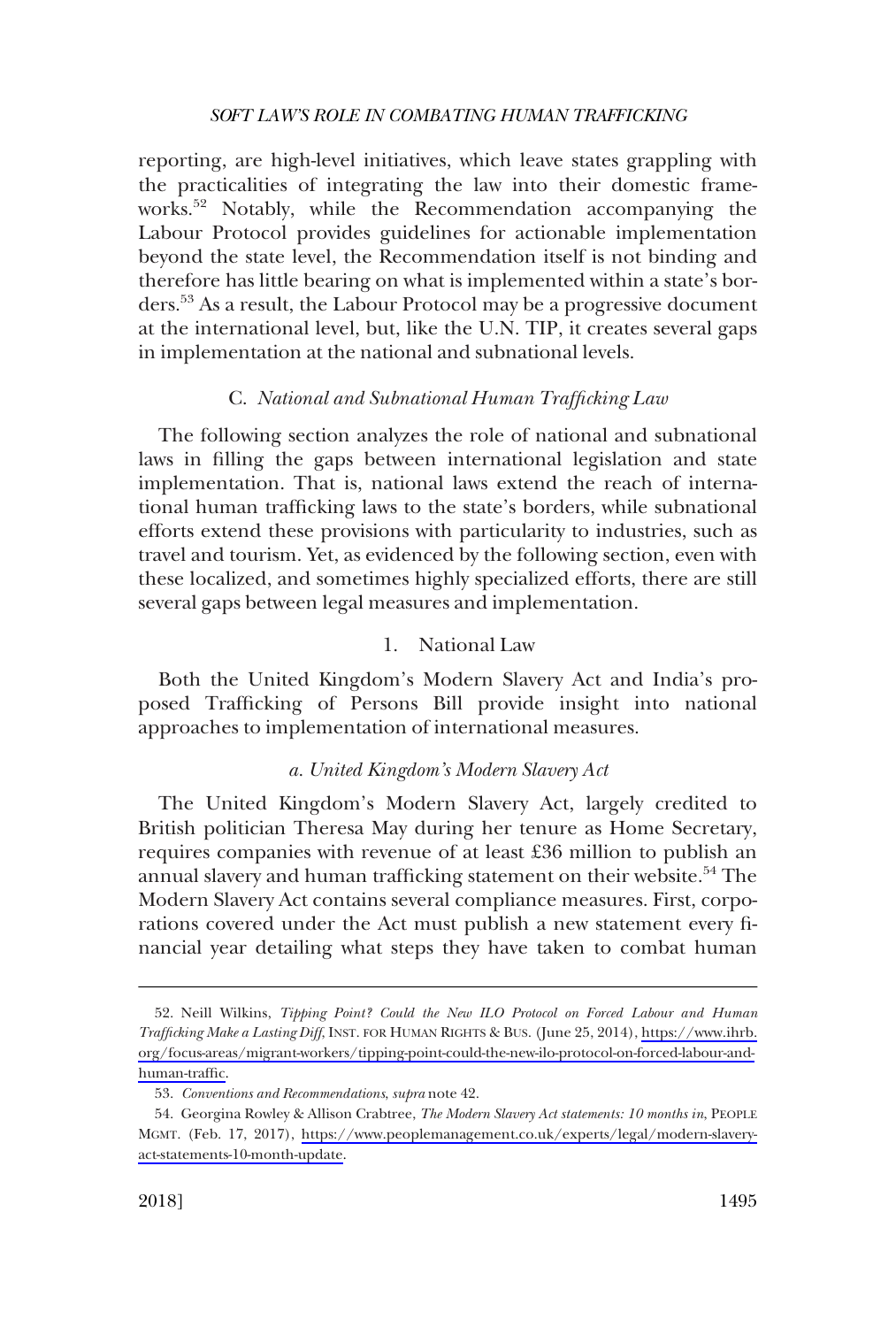reporting, are high-level initiatives, which leave states grappling with the practicalities of integrating the law into their domestic frameworks.[52] Notably, while the Recommendation accompanying the Labour Protocol provides guidelines for actionable implementation beyond the state level, the Recommendation itself is not binding and therefore has little bearing on what is implemented within a state's borders.[53] As a result, the Labour Protocol may be a progressive document at the international level, but, like the U.N. TIP, it creates several gaps in implementation at the national and subnational levels.

### C. *National and Subnational Human Trafficking Law*

The following section analyzes the role of national and subnational laws in filling the gaps between international legislation and state implementation. That is, national laws extend the reach of international human trafficking laws to the state's borders, while subnational efforts extend these provisions with particularity to industries, such as travel and tourism. Yet, as evidenced by the following section, even with these localized, and sometimes highly specialized efforts, there are still several gaps between legal measures and implementation.

#### 1. National Law

Both the United Kingdom's Modern Slavery Act and India's proposed Trafficking of Persons Bill provide insight into national approaches to implementation of international measures.

##### *a. United Kingdom's Modern Slavery Act*

The United Kingdom's Modern Slavery Act, largely credited to British politician Theresa May during her tenure as Home Secretary, requires companies with revenue of at least £36 million to publish an annual slavery and human trafficking statement on their website.[54] The Modern Slavery Act contains several compliance measures. First, corporations covered under the Act must publish a new statement every financial year detailing what steps they have taken to combat human

---

52. Neill Wilkins, *Tipping Point? Could the New ILO Protocol on Forced Labour and Human Trafficking Make a Lasting Diff*, INST. FOR HUMAN RIGHTS & BUS. (June 25, 2014), https://www.ihrb.org/focus-areas/migrant-workers/tipping-point-could-the-new-ilo-protocol-on-forced-labour-and-human-traffic.

53. *Conventions and Recommendations*, *supra* note 42.

54. Georgina Rowley & Allison Crabtree, *The Modern Slavery Act statements: 10 months in*, PEOPLE MGMT. (Feb. 17, 2017), https://www.peoplemanagement.co.uk/experts/legal/modern-slavery-act-statements-10-month-update.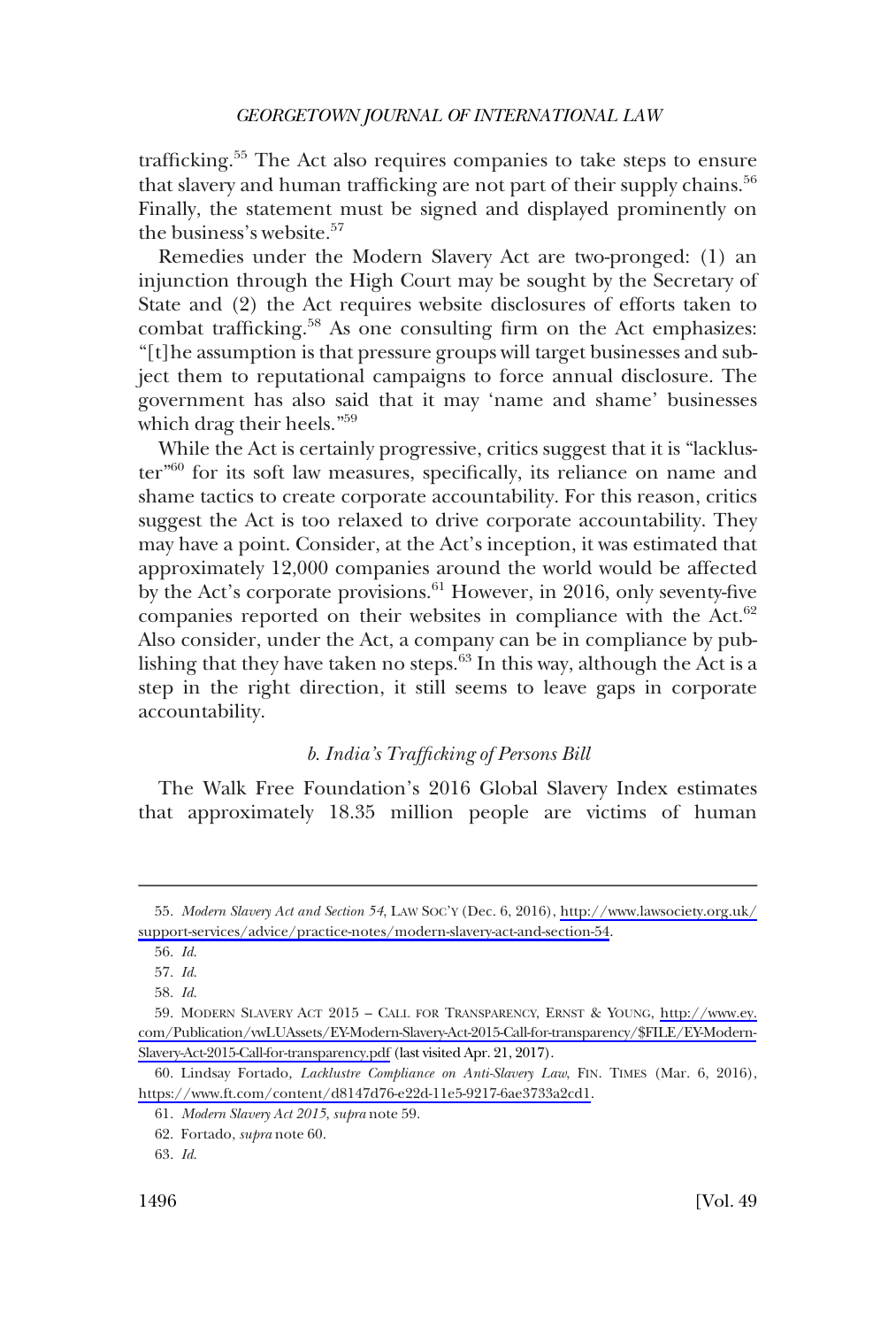trafficking.[55] The Act also requires companies to take steps to ensure that slavery and human trafficking are not part of their supply chains.[56] Finally, the statement must be signed and displayed prominently on the business's website.[57]

Remedies under the Modern Slavery Act are two-pronged: (1) an injunction through the High Court may be sought by the Secretary of State and (2) the Act requires website disclosures of efforts taken to combat trafficking.[58] As one consulting firm on the Act emphasizes: "[t]he assumption is that pressure groups will target businesses and subject them to reputational campaigns to force annual disclosure. The government has also said that it may 'name and shame' businesses which drag their heels."[59]

While the Act is certainly progressive, critics suggest that it is "lackluster"[60] for its soft law measures, specifically, its reliance on name and shame tactics to create corporate accountability. For this reason, critics suggest the Act is too relaxed to drive corporate accountability. They may have a point. Consider, at the Act's inception, it was estimated that approximately 12,000 companies around the world would be affected by the Act's corporate provisions.[61] However, in 2016, only seventy-five companies reported on their websites in compliance with the Act.[62] Also consider, under the Act, a company can be in compliance by publishing that they have taken no steps.[63] In this way, although the Act is a step in the right direction, it still seems to leave gaps in corporate accountability.

### *b. India's Trafficking of Persons Bill*

The Walk Free Foundation's 2016 Global Slavery Index estimates that approximately 18.35 million people are victims of human

---

55. *Modern Slavery Act and Section 54*, LAW SOC'Y (Dec. 6, 2016), http://www.lawsociety.org.uk/support-services/advice/practice-notes/modern-slavery-act-and-section-54.

56. *Id.*

57. *Id.*

58. *Id.*

59. MODERN SLAVERY ACT 2015 – CALL FOR TRANSPARENCY, ERNST & YOUNG, http://www.ey.com/Publication/vwLUAssets/EY-Modern-Slavery-Act-2015-Call-for-transparency/$FILE/EY-Modern-Slavery-Act-2015-Call-for-transparency.pdf (last visited Apr. 21, 2017).

60. Lindsay Fortado, *Lacklustre Compliance on Anti-Slavery Law*, FIN. TIMES (Mar. 6, 2016), https://www.ft.com/content/d8147d76-e22d-11e5-9217-6ae3733a2cd1.

61. *Modern Slavery Act 2015*, *supra* note 59.

62. Fortado, *supra* note 60.

63. *Id.*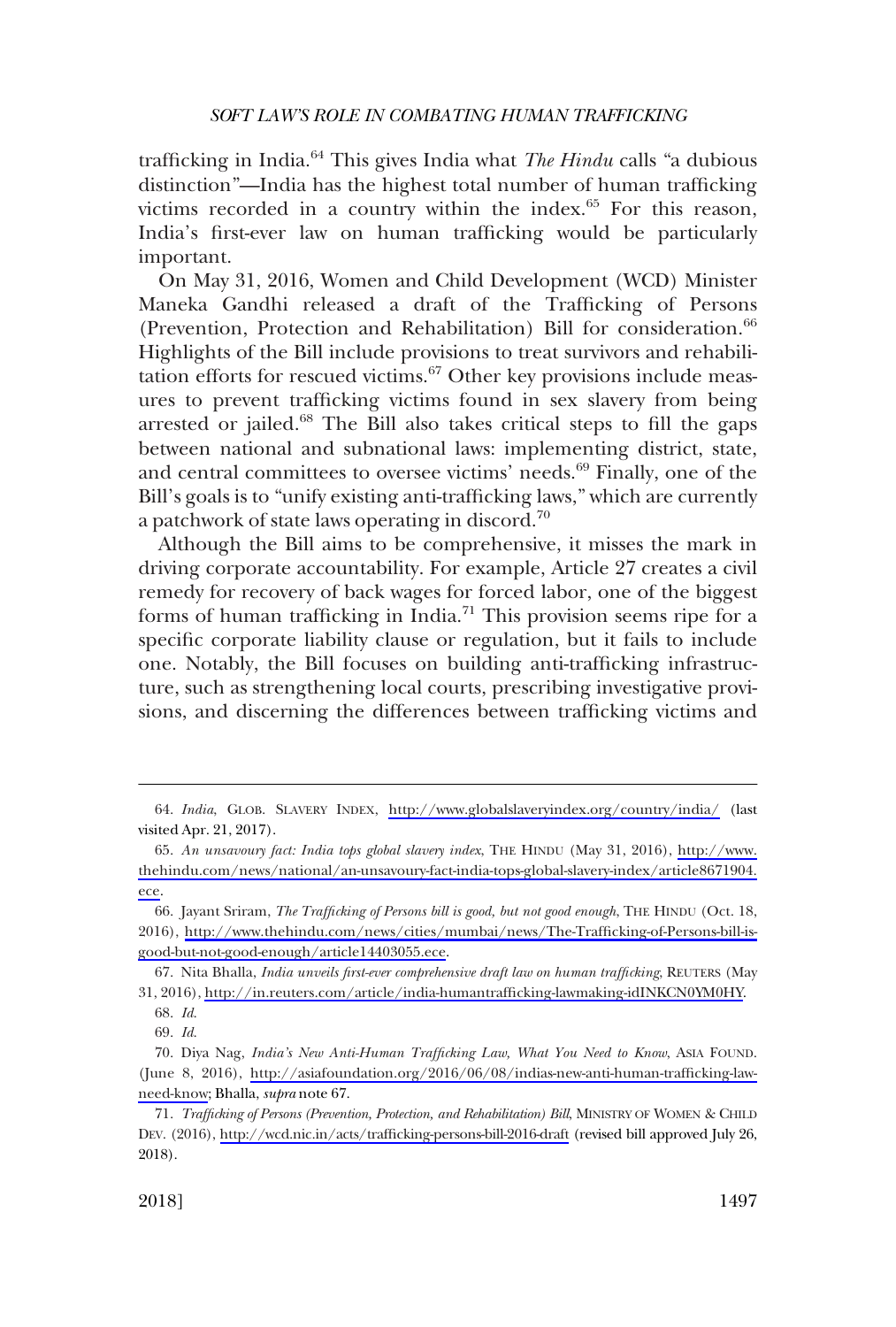trafficking in India.[64] This gives India what *The Hindu* calls "a dubious distinction"—India has the highest total number of human trafficking victims recorded in a country within the index.[65] For this reason, India's first-ever law on human trafficking would be particularly important.

On May 31, 2016, Women and Child Development (WCD) Minister Maneka Gandhi released a draft of the Trafficking of Persons (Prevention, Protection and Rehabilitation) Bill for consideration.[66] Highlights of the Bill include provisions to treat survivors and rehabilitation efforts for rescued victims.[67] Other key provisions include measures to prevent trafficking victims found in sex slavery from being arrested or jailed.[68] The Bill also takes critical steps to fill the gaps between national and subnational laws: implementing district, state, and central committees to oversee victims' needs.[69] Finally, one of the Bill's goals is to "unify existing anti-trafficking laws," which are currently a patchwork of state laws operating in discord.[70]

Although the Bill aims to be comprehensive, it misses the mark in driving corporate accountability. For example, Article 27 creates a civil remedy for recovery of back wages for forced labor, one of the biggest forms of human trafficking in India.[71] This provision seems ripe for a specific corporate liability clause or regulation, but it fails to include one. Notably, the Bill focuses on building anti-trafficking infrastructure, such as strengthening local courts, prescribing investigative provisions, and discerning the differences between trafficking victims and

---

64. *India*, GLOB. SLAVERY INDEX, http://www.globalslaveryindex.org/country/india/ (last visited Apr. 21, 2017).

65. *An unsavoury fact: India tops global slavery index*, THE HINDU (May 31, 2016), http://www.thehindu.com/news/national/an-unsavoury-fact-india-tops-global-slavery-index/article8671904.ece.

66. Jayant Sriram, *The Trafficking of Persons bill is good, but not good enough*, THE HINDU (Oct. 18, 2016), http://www.thehindu.com/news/cities/mumbai/news/The-Trafficking-of-Persons-bill-is-good-but-not-good-enough/article14403055.ece.

67. Nita Bhalla, *India unveils first-ever comprehensive draft law on human trafficking*, REUTERS (May 31, 2016), http://in.reuters.com/article/india-humantrafficking-lawmaking-idINKCN0YM0HY.

68. *Id.*

69. *Id.*

70. Diya Nag, *India's New Anti-Human Trafficking Law, What You Need to Know*, ASIA FOUND. (June 8, 2016), http://asiafoundation.org/2016/06/08/indias-new-anti-human-trafficking-law-need-know; Bhalla, *supra* note 67.

71. *Trafficking of Persons (Prevention, Protection, and Rehabilitation) Bill*, MINISTRY OF WOMEN & CHILD DEV. (2016), http://wcd.nic.in/acts/trafficking-persons-bill-2016-draft (revised bill approved July 26, 2018).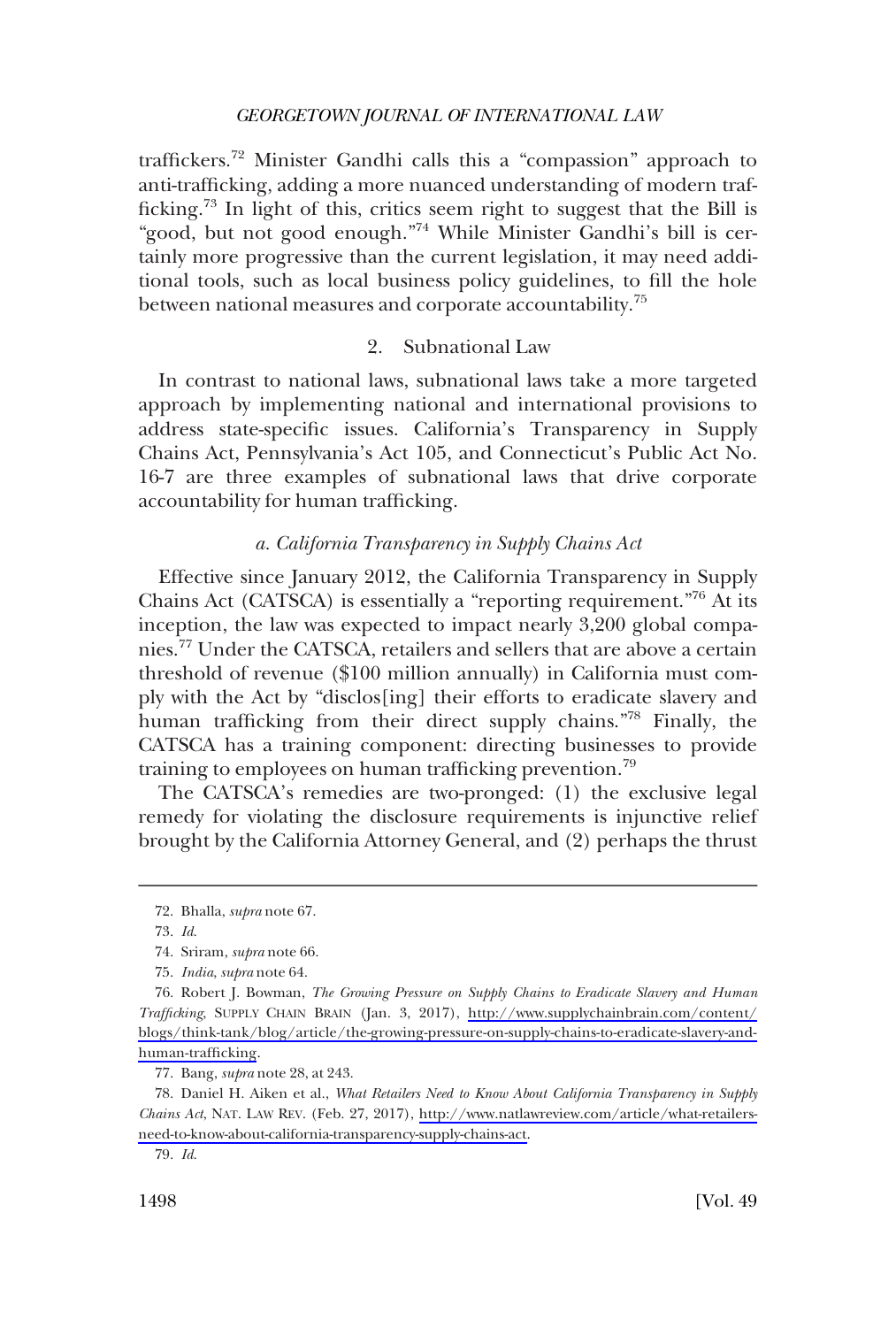traffickers.[72] Minister Gandhi calls this a "compassion" approach to anti-trafficking, adding a more nuanced understanding of modern trafficking.[73] In light of this, critics seem right to suggest that the Bill is "good, but not good enough."[74] While Minister Gandhi's bill is certainly more progressive than the current legislation, it may need additional tools, such as local business policy guidelines, to fill the hole between national measures and corporate accountability.[75]

### 2. Subnational Law

In contrast to national laws, subnational laws take a more targeted approach by implementing national and international provisions to address state-specific issues. California's Transparency in Supply Chains Act, Pennsylvania's Act 105, and Connecticut's Public Act No. 16-7 are three examples of subnational laws that drive corporate accountability for human trafficking.

#### *a. California Transparency in Supply Chains Act*

Effective since January 2012, the California Transparency in Supply Chains Act (CATSCA) is essentially a "reporting requirement."[76] At its inception, the law was expected to impact nearly 3,200 global companies.[77] Under the CATSCA, retailers and sellers that are above a certain threshold of revenue ($100 million annually) in California must comply with the Act by "disclos[ing] their efforts to eradicate slavery and human trafficking from their direct supply chains."[78] Finally, the CATSCA has a training component: directing businesses to provide training to employees on human trafficking prevention.[79]

The CATSCA's remedies are two-pronged: (1) the exclusive legal remedy for violating the disclosure requirements is injunctive relief brought by the California Attorney General, and (2) perhaps the thrust

---

72. Bhalla, *supra* note 67.

73. *Id.*

74. Sriram, *supra* note 66.

75. *India*, *supra* note 64.

76. Robert J. Bowman, *The Growing Pressure on Supply Chains to Eradicate Slavery and Human Trafficking*, SUPPLY CHAIN BRAIN (Jan. 3, 2017), http://www.supplychainbrain.com/content/blogs/think-tank/blog/article/the-growing-pressure-on-supply-chains-to-eradicate-slavery-and-human-trafficking.

77. Bang, *supra* note 28, at 243.

78. Daniel H. Aiken et al., *What Retailers Need to Know About California Transparency in Supply Chains Act*, NAT. LAW REV. (Feb. 27, 2017), http://www.natlawreview.com/article/what-retailers-need-to-know-about-california-transparency-supply-chains-act.

79. *Id.*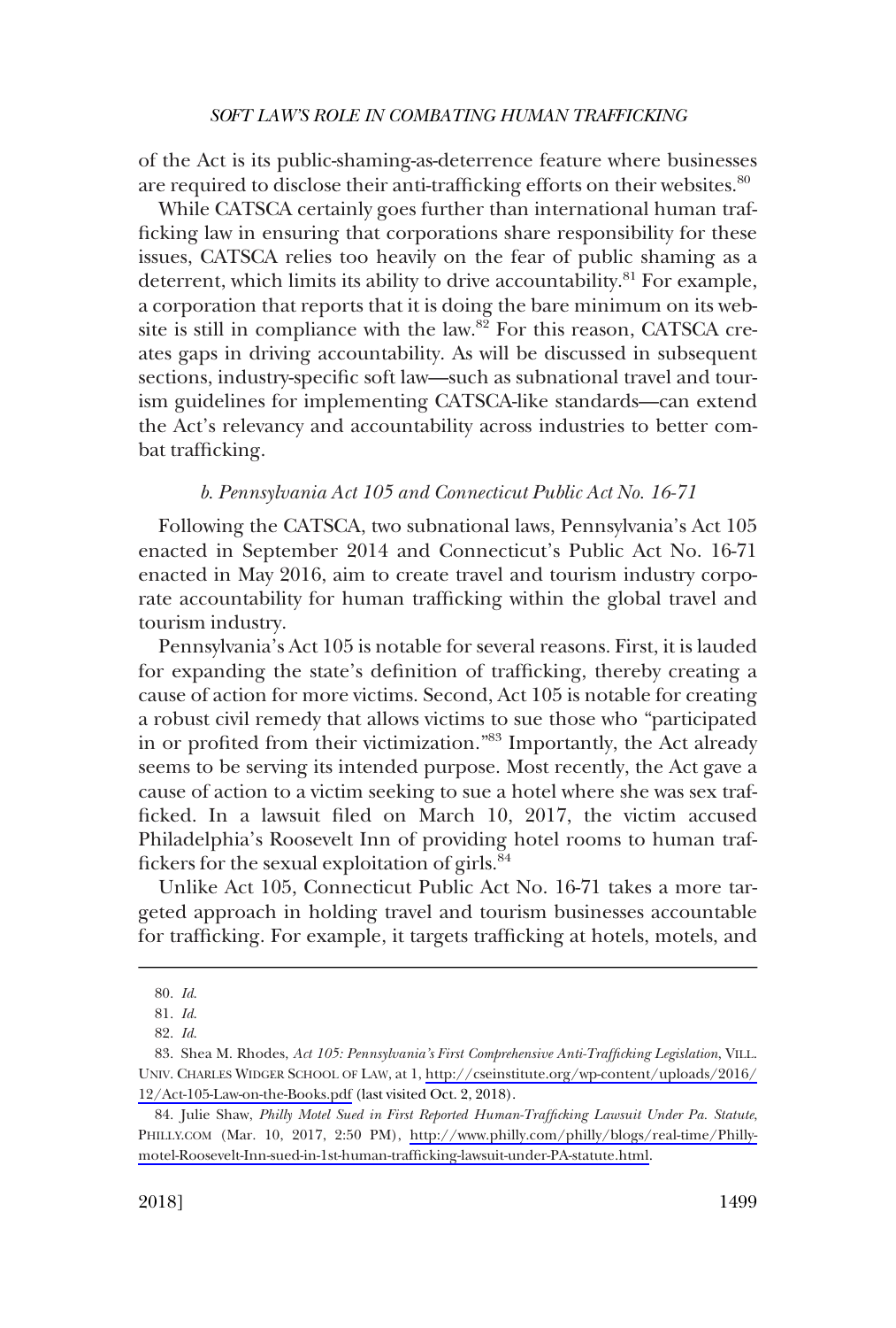of the Act is its public-shaming-as-deterrence feature where businesses are required to disclose their anti-trafficking efforts on their websites.[80]

While CATSCA certainly goes further than international human trafficking law in ensuring that corporations share responsibility for these issues, CATSCA relies too heavily on the fear of public shaming as a deterrent, which limits its ability to drive accountability.[81] For example, a corporation that reports that it is doing the bare minimum on its website is still in compliance with the law.[82] For this reason, CATSCA creates gaps in driving accountability. As will be discussed in subsequent sections, industry-specific soft law—such as subnational travel and tourism guidelines for implementing CATSCA-like standards—can extend the Act's relevancy and accountability across industries to better combat trafficking.

### *b. Pennsylvania Act 105 and Connecticut Public Act No. 16-71*

Following the CATSCA, two subnational laws, Pennsylvania's Act 105 enacted in September 2014 and Connecticut's Public Act No. 16-71 enacted in May 2016, aim to create travel and tourism industry corporate accountability for human trafficking within the global travel and tourism industry.

Pennsylvania's Act 105 is notable for several reasons. First, it is lauded for expanding the state's definition of trafficking, thereby creating a cause of action for more victims. Second, Act 105 is notable for creating a robust civil remedy that allows victims to sue those who "participated in or profited from their victimization."[83] Importantly, the Act already seems to be serving its intended purpose. Most recently, the Act gave a cause of action to a victim seeking to sue a hotel where she was sex trafficked. In a lawsuit filed on March 10, 2017, the victim accused Philadelphia's Roosevelt Inn of providing hotel rooms to human traffickers for the sexual exploitation of girls.[84]

Unlike Act 105, Connecticut Public Act No. 16-71 takes a more targeted approach in holding travel and tourism businesses accountable for trafficking. For example, it targets trafficking at hotels, motels, and

---

80. *Id.*

81. *Id.*

82. *Id.*

83. Shea M. Rhodes, *Act 105: Pennsylvania's First Comprehensive Anti-Trafficking Legislation*, VILL. UNIV. CHARLES WIDGER SCHOOL OF LAW, at 1, http://cseinstitute.org/wp-content/uploads/2016/12/Act-105-Law-on-the-Books.pdf (last visited Oct. 2, 2018).

84. Julie Shaw, *Philly Motel Sued in First Reported Human-Trafficking Lawsuit Under Pa. Statute*, PHILLY.COM (Mar. 10, 2017, 2:50 PM), http://www.philly.com/philly/blogs/real-time/Philly-motel-Roosevelt-Inn-sued-in-1st-human-trafficking-lawsuit-under-PA-statute.html.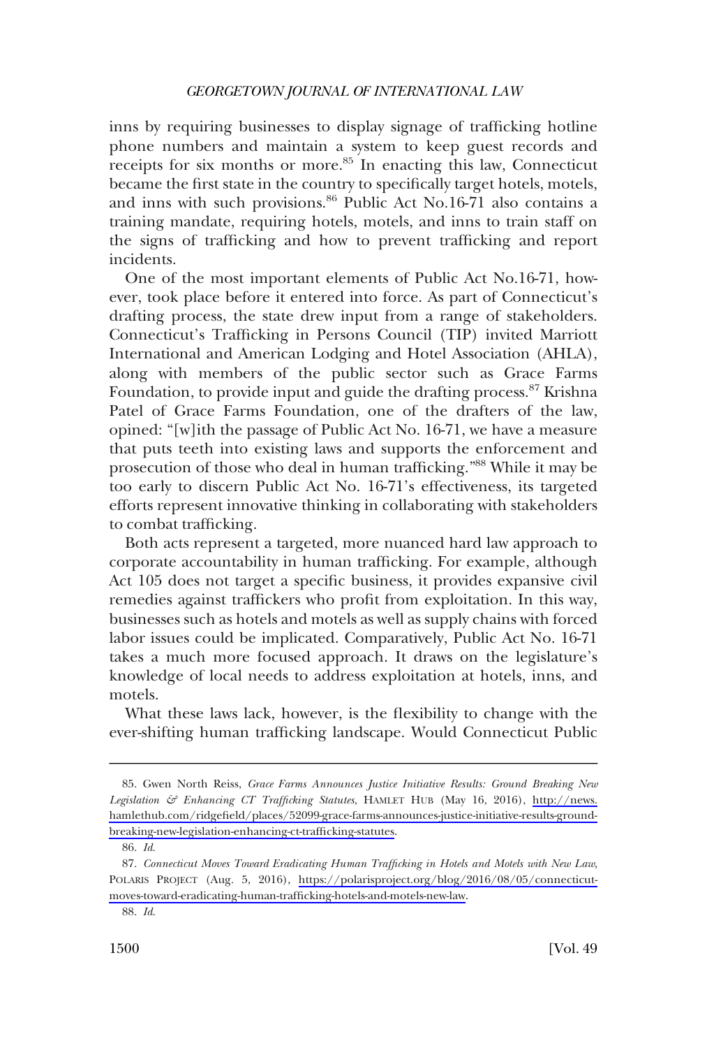inns by requiring businesses to display signage of trafficking hotline phone numbers and maintain a system to keep guest records and receipts for six months or more.[85] In enacting this law, Connecticut became the first state in the country to specifically target hotels, motels, and inns with such provisions.[86] Public Act No.16-71 also contains a training mandate, requiring hotels, motels, and inns to train staff on the signs of trafficking and how to prevent trafficking and report incidents.

One of the most important elements of Public Act No.16-71, however, took place before it entered into force. As part of Connecticut's drafting process, the state drew input from a range of stakeholders. Connecticut's Trafficking in Persons Council (TIP) invited Marriott International and American Lodging and Hotel Association (AHLA), along with members of the public sector such as Grace Farms Foundation, to provide input and guide the drafting process.[87] Krishna Patel of Grace Farms Foundation, one of the drafters of the law, opined: "[w]ith the passage of Public Act No. 16-71, we have a measure that puts teeth into existing laws and supports the enforcement and prosecution of those who deal in human trafficking."[88] While it may be too early to discern Public Act No. 16-71's effectiveness, its targeted efforts represent innovative thinking in collaborating with stakeholders to combat trafficking.

Both acts represent a targeted, more nuanced hard law approach to corporate accountability in human trafficking. For example, although Act 105 does not target a specific business, it provides expansive civil remedies against traffickers who profit from exploitation. In this way, businesses such as hotels and motels as well as supply chains with forced labor issues could be implicated. Comparatively, Public Act No. 16-71 takes a much more focused approach. It draws on the legislature's knowledge of local needs to address exploitation at hotels, inns, and motels.

What these laws lack, however, is the flexibility to change with the ever-shifting human trafficking landscape. Would Connecticut Public

---

85. Gwen North Reiss, *Grace Farms Announces Justice Initiative Results: Ground Breaking New Legislation & Enhancing CT Trafficking Statutes*, HAMLET HUB (May 16, 2016), http://news.hamlethub.com/ridgefield/places/52099-grace-farms-announces-justice-initiative-results-ground-breaking-new-legislation-enhancing-ct-trafficking-statutes.

86. *Id.*

87. *Connecticut Moves Toward Eradicating Human Trafficking in Hotels and Motels with New Law*, POLARIS PROJECT (Aug. 5, 2016), https://polarisproject.org/blog/2016/08/05/connecticut-moves-toward-eradicating-human-trafficking-hotels-and-motels-new-law.

88. *Id.*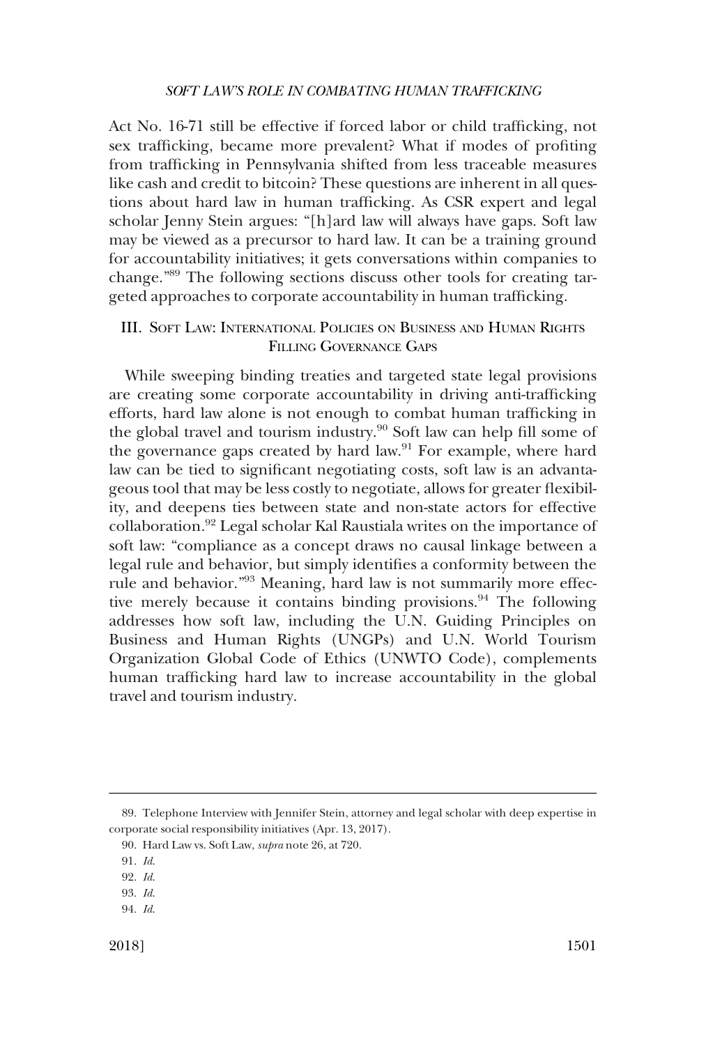Act No. 16-71 still be effective if forced labor or child trafficking, not sex trafficking, became more prevalent? What if modes of profiting from trafficking in Pennsylvania shifted from less traceable measures like cash and credit to bitcoin? These questions are inherent in all questions about hard law in human trafficking. As CSR expert and legal scholar Jenny Stein argues: "[h]ard law will always have gaps. Soft law may be viewed as a precursor to hard law. It can be a training ground for accountability initiatives; it gets conversations within companies to change."[89] The following sections discuss other tools for creating targeted approaches to corporate accountability in human trafficking.

## III. Soft Law: International Policies on Business and Human Rights Filling Governance Gaps

While sweeping binding treaties and targeted state legal provisions are creating some corporate accountability in driving anti-trafficking efforts, hard law alone is not enough to combat human trafficking in the global travel and tourism industry.[90] Soft law can help fill some of the governance gaps created by hard law.[91] For example, where hard law can be tied to significant negotiating costs, soft law is an advantageous tool that may be less costly to negotiate, allows for greater flexibility, and deepens ties between state and non-state actors for effective collaboration.[92] Legal scholar Kal Raustiala writes on the importance of soft law: "compliance as a concept draws no causal linkage between a legal rule and behavior, but simply identifies a conformity between the rule and behavior."[93] Meaning, hard law is not summarily more effective merely because it contains binding provisions.[94] The following addresses how soft law, including the U.N. Guiding Principles on Business and Human Rights (UNGPs) and U.N. World Tourism Organization Global Code of Ethics (UNWTO Code), complements human trafficking hard law to increase accountability in the global travel and tourism industry.

---

89. Telephone Interview with Jennifer Stein, attorney and legal scholar with deep expertise in corporate social responsibility initiatives (Apr. 13, 2017).

90. Hard Law vs. Soft Law, *supra* note 26, at 720.

91. *Id.*

92. *Id.*

93. *Id.*

94. *Id.*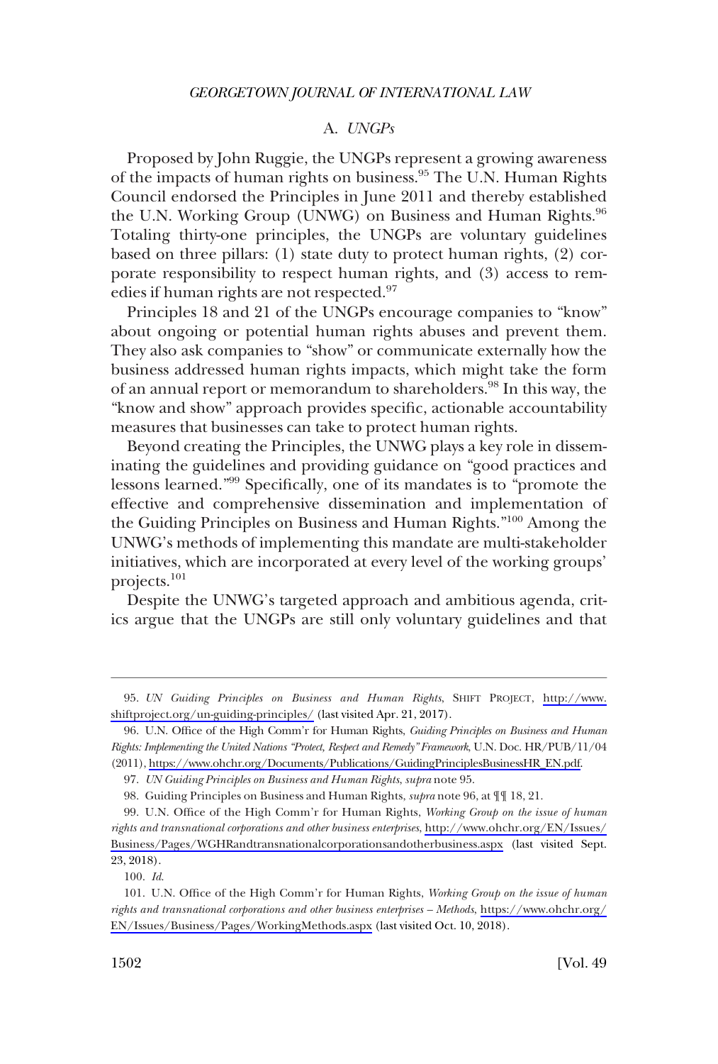### A. *UNGPs*

Proposed by John Ruggie, the UNGPs represent a growing awareness of the impacts of human rights on business.[95] The U.N. Human Rights Council endorsed the Principles in June 2011 and thereby established the U.N. Working Group (UNWG) on Business and Human Rights.[96] Totaling thirty-one principles, the UNGPs are voluntary guidelines based on three pillars: (1) state duty to protect human rights, (2) corporate responsibility to respect human rights, and (3) access to remedies if human rights are not respected.[97]

Principles 18 and 21 of the UNGPs encourage companies to "know" about ongoing or potential human rights abuses and prevent them. They also ask companies to "show" or communicate externally how the business addressed human rights impacts, which might take the form of an annual report or memorandum to shareholders.[98] In this way, the "know and show" approach provides specific, actionable accountability measures that businesses can take to protect human rights.

Beyond creating the Principles, the UNWG plays a key role in disseminating the guidelines and providing guidance on "good practices and lessons learned."[99] Specifically, one of its mandates is to "promote the effective and comprehensive dissemination and implementation of the Guiding Principles on Business and Human Rights."[100] Among the UNWG's methods of implementing this mandate are multi-stakeholder initiatives, which are incorporated at every level of the working groups' projects.[101]

Despite the UNWG's targeted approach and ambitious agenda, critics argue that the UNGPs are still only voluntary guidelines and that

---

95. *UN Guiding Principles on Business and Human Rights*, SHIFT PROJECT, http://www.shiftproject.org/un-guiding-principles/ (last visited Apr. 21, 2017).

96. U.N. Office of the High Comm'r for Human Rights, *Guiding Principles on Business and Human Rights: Implementing the United Nations "Protect, Respect and Remedy" Framework*, U.N. Doc. HR/PUB/11/04 (2011), https://www.ohchr.org/Documents/Publications/GuidingPrinciplesBusinessHR_EN.pdf.

97. *UN Guiding Principles on Business and Human Rights*, *supra* note 95.

98. Guiding Principles on Business and Human Rights, *supra* note 96, at ¶¶ 18, 21.

99. U.N. Office of the High Comm'r for Human Rights, *Working Group on the issue of human rights and transnational corporations and other business enterprises*, http://www.ohchr.org/EN/Issues/Business/Pages/WGHRandtransnationalcorporationsandotherbusiness.aspx (last visited Sept. 23, 2018).

100. *Id.*

101. U.N. Office of the High Comm'r for Human Rights, *Working Group on the issue of human rights and transnational corporations and other business enterprises – Methods*, https://www.ohchr.org/EN/Issues/Business/Pages/WorkingMethods.aspx (last visited Oct. 10, 2018).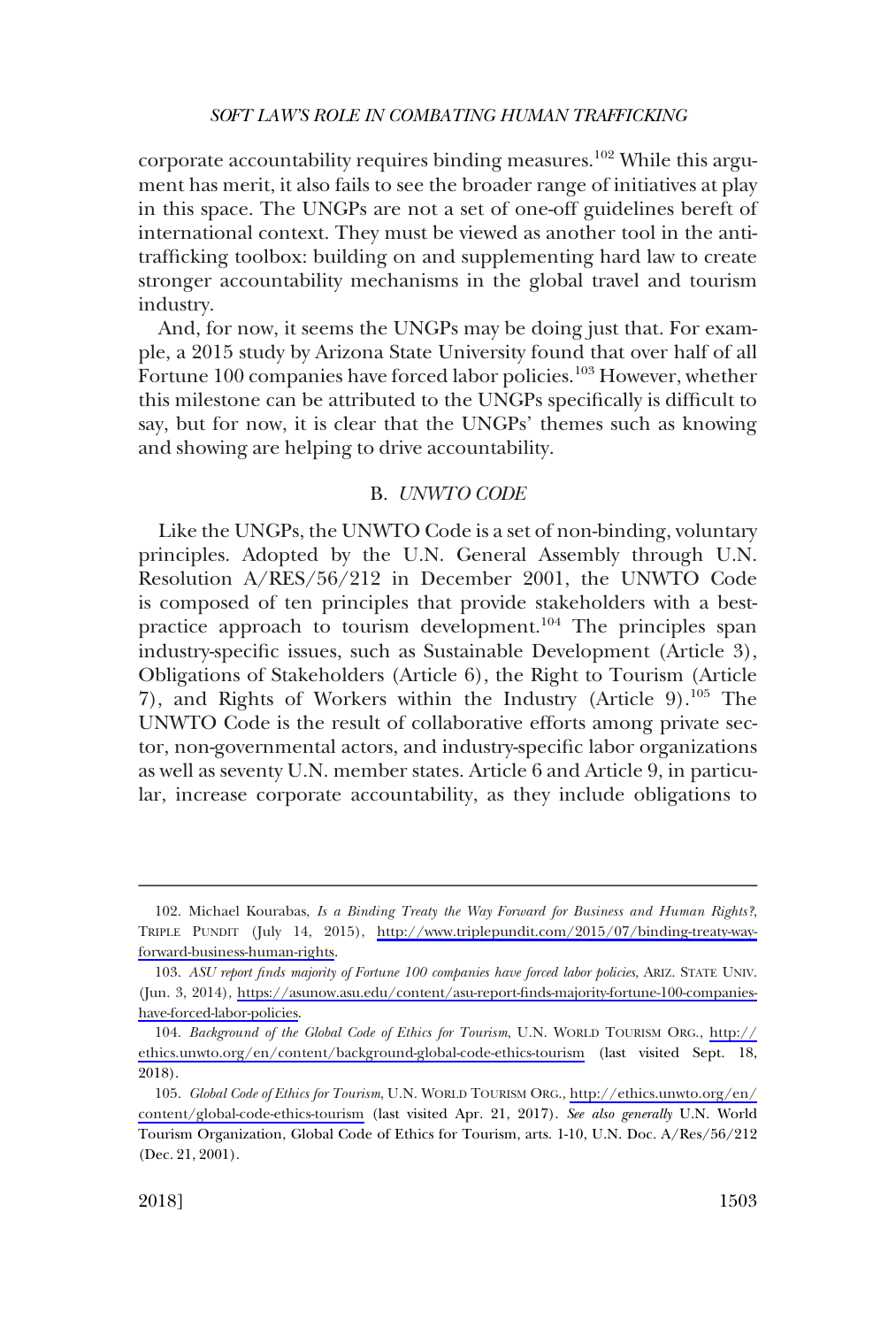corporate accountability requires binding measures.[102] While this argument has merit, it also fails to see the broader range of initiatives at play in this space. The UNGPs are not a set of one-off guidelines bereft of international context. They must be viewed as another tool in the anti-trafficking toolbox: building on and supplementing hard law to create stronger accountability mechanisms in the global travel and tourism industry.

And, for now, it seems the UNGPs may be doing just that. For example, a 2015 study by Arizona State University found that over half of all Fortune 100 companies have forced labor policies.[103] However, whether this milestone can be attributed to the UNGPs specifically is difficult to say, but for now, it is clear that the UNGPs' themes such as knowing and showing are helping to drive accountability.

### B. *UNWTO CODE*

Like the UNGPs, the UNWTO Code is a set of non-binding, voluntary principles. Adopted by the U.N. General Assembly through U.N. Resolution A/RES/56/212 in December 2001, the UNWTO Code is composed of ten principles that provide stakeholders with a best-practice approach to tourism development.[104] The principles span industry-specific issues, such as Sustainable Development (Article 3), Obligations of Stakeholders (Article 6), the Right to Tourism (Article 7), and Rights of Workers within the Industry (Article 9).[105] The UNWTO Code is the result of collaborative efforts among private sector, non-governmental actors, and industry-specific labor organizations as well as seventy U.N. member states. Article 6 and Article 9, in particular, increase corporate accountability, as they include obligations to

---

102. Michael Kourabas, *Is a Binding Treaty the Way Forward for Business and Human Rights?*, TRIPLE PUNDIT (July 14, 2015), http://www.triplepundit.com/2015/07/binding-treaty-way-forward-business-human-rights.

103. *ASU report finds majority of Fortune 100 companies have forced labor policies*, ARIZ. STATE UNIV. (Jun. 3, 2014), https://asunow.asu.edu/content/asu-report-finds-majority-fortune-100-companies-have-forced-labor-policies.

104. *Background of the Global Code of Ethics for Tourism*, U.N. WORLD TOURISM ORG., http://ethics.unwto.org/en/content/background-global-code-ethics-tourism (last visited Sept. 18, 2018).

105. *Global Code of Ethics for Tourism*, U.N. WORLD TOURISM ORG., http://ethics.unwto.org/en/content/global-code-ethics-tourism (last visited Apr. 21, 2017). *See also generally* U.N. World Tourism Organization, Global Code of Ethics for Tourism, arts. 1-10, U.N. Doc. A/Res/56/212 (Dec. 21, 2001).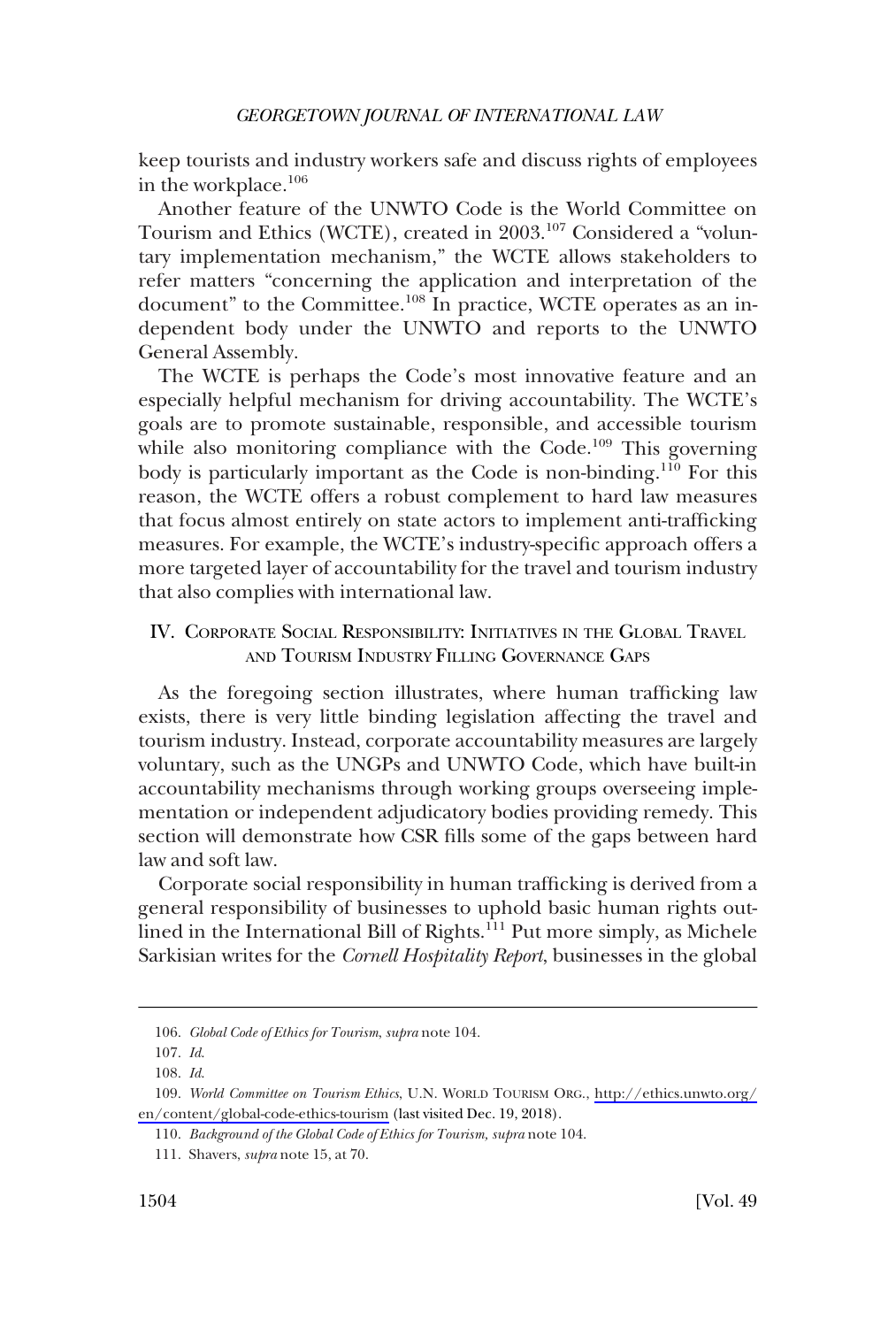keep tourists and industry workers safe and discuss rights of employees in the workplace.[106]

Another feature of the UNWTO Code is the World Committee on Tourism and Ethics (WCTE), created in 2003.[107] Considered a "voluntary implementation mechanism," the WCTE allows stakeholders to refer matters "concerning the application and interpretation of the document" to the Committee.[108] In practice, WCTE operates as an independent body under the UNWTO and reports to the UNWTO General Assembly.

The WCTE is perhaps the Code's most innovative feature and an especially helpful mechanism for driving accountability. The WCTE's goals are to promote sustainable, responsible, and accessible tourism while also monitoring compliance with the Code.[109] This governing body is particularly important as the Code is non-binding.[110] For this reason, the WCTE offers a robust complement to hard law measures that focus almost entirely on state actors to implement anti-trafficking measures. For example, the WCTE's industry-specific approach offers a more targeted layer of accountability for the travel and tourism industry that also complies with international law.

## IV. Corporate Social Responsibility: Initiatives in the Global Travel and Tourism Industry Filling Governance Gaps

As the foregoing section illustrates, where human trafficking law exists, there is very little binding legislation affecting the travel and tourism industry. Instead, corporate accountability measures are largely voluntary, such as the UNGPs and UNWTO Code, which have built-in accountability mechanisms through working groups overseeing implementation or independent adjudicatory bodies providing remedy. This section will demonstrate how CSR fills some of the gaps between hard law and soft law.

Corporate social responsibility in human trafficking is derived from a general responsibility of businesses to uphold basic human rights outlined in the International Bill of Rights.[111] Put more simply, as Michele Sarkisian writes for the *Cornell Hospitality Report*, businesses in the global

---

106. *Global Code of Ethics for Tourism*, *supra* note 104.

107. *Id.*

108. *Id.*

109. *World Committee on Tourism Ethics*, U.N. World Tourism Org., http://ethics.unwto.org/en/content/global-code-ethics-tourism (last visited Dec. 19, 2018).

110. *Background of the Global Code of Ethics for Tourism, supra* note 104.

111. Shavers, *supra* note 15, at 70.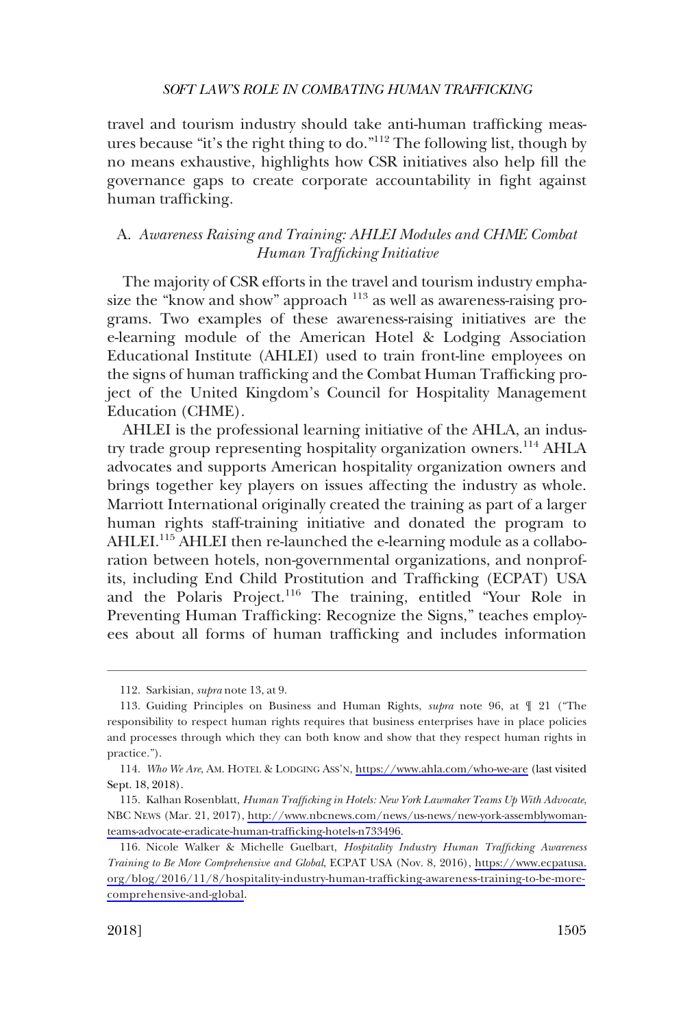travel and tourism industry should take anti-human trafficking measures because "it's the right thing to do."[112] The following list, though by no means exhaustive, highlights how CSR initiatives also help fill the governance gaps to create corporate accountability in fight against human trafficking.

### A. *Awareness Raising and Training: AHLEI Modules and CHME Combat Human Trafficking Initiative*

The majority of CSR efforts in the travel and tourism industry emphasize the "know and show" approach [113] as well as awareness-raising programs. Two examples of these awareness-raising initiatives are the e-learning module of the American Hotel & Lodging Association Educational Institute (AHLEI) used to train front-line employees on the signs of human trafficking and the Combat Human Trafficking project of the United Kingdom's Council for Hospitality Management Education (CHME).

AHLEI is the professional learning initiative of the AHLA, an industry trade group representing hospitality organization owners.[114] AHLA advocates and supports American hospitality organization owners and brings together key players on issues affecting the industry as whole. Marriott International originally created the training as part of a larger human rights staff-training initiative and donated the program to AHLEI.[115] AHLEI then re-launched the e-learning module as a collaboration between hotels, non-governmental organizations, and nonprofits, including End Child Prostitution and Trafficking (ECPAT) USA and the Polaris Project.[116] The training, entitled "Your Role in Preventing Human Trafficking: Recognize the Signs," teaches employees about all forms of human trafficking and includes information

---

112. Sarkisian, *supra* note 13, at 9.

113. Guiding Principles on Business and Human Rights, *supra* note 96, at ¶ 21 ("The responsibility to respect human rights requires that business enterprises have in place policies and processes through which they can both know and show that they respect human rights in practice.").

114. *Who We Are*, AM. HOTEL & LODGING ASS'N, https://www.ahla.com/who-we-are (last visited Sept. 18, 2018).

115. Kalhan Rosenblatt, *Human Trafficking in Hotels: New York Lawmaker Teams Up With Advocate*, NBC NEWS (Mar. 21, 2017), http://www.nbcnews.com/news/us-news/new-york-assemblywoman-teams-advocate-eradicate-human-trafficking-hotels-n733496.

116. Nicole Walker & Michelle Guelbart, *Hospitality Industry Human Trafficking Awareness Training to Be More Comprehensive and Global*, ECPAT USA (Nov. 8, 2016), https://www.ecpatusa.org/blog/2016/11/8/hospitality-industry-human-trafficking-awareness-training-to-be-more-comprehensive-and-global.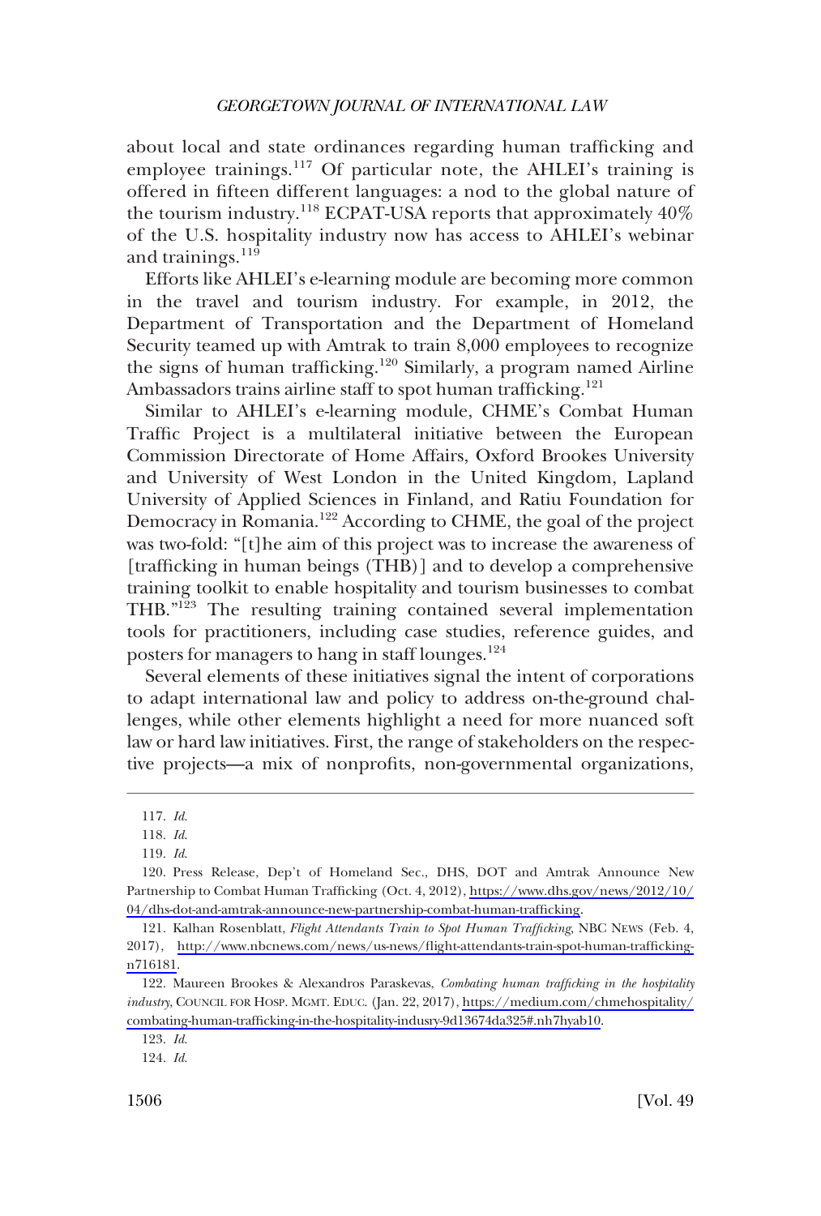about local and state ordinances regarding human trafficking and employee trainings.[117] Of particular note, the AHLEI's training is offered in fifteen different languages: a nod to the global nature of the tourism industry.[118] ECPAT-USA reports that approximately 40% of the U.S. hospitality industry now has access to AHLEI's webinar and trainings.[119]

Efforts like AHLEI's e-learning module are becoming more common in the travel and tourism industry. For example, in 2012, the Department of Transportation and the Department of Homeland Security teamed up with Amtrak to train 8,000 employees to recognize the signs of human trafficking.[120] Similarly, a program named Airline Ambassadors trains airline staff to spot human trafficking.[121]

Similar to AHLEI's e-learning module, CHME's Combat Human Traffic Project is a multilateral initiative between the European Commission Directorate of Home Affairs, Oxford Brookes University and University of West London in the United Kingdom, Lapland University of Applied Sciences in Finland, and Ratiu Foundation for Democracy in Romania.[122] According to CHME, the goal of the project was two-fold: "[t]he aim of this project was to increase the awareness of [trafficking in human beings (THB)] and to develop a comprehensive training toolkit to enable hospitality and tourism businesses to combat THB."[123] The resulting training contained several implementation tools for practitioners, including case studies, reference guides, and posters for managers to hang in staff lounges.[124]

Several elements of these initiatives signal the intent of corporations to adapt international law and policy to address on-the-ground challenges, while other elements highlight a need for more nuanced soft law or hard law initiatives. First, the range of stakeholders on the respective projects—a mix of nonprofits, non-governmental organizations,

---

117. *Id.*

118. *Id.*

119. *Id.*

120. Press Release, Dep't of Homeland Sec., DHS, DOT and Amtrak Announce New Partnership to Combat Human Trafficking (Oct. 4, 2012), https://www.dhs.gov/news/2012/10/04/dhs-dot-and-amtrak-announce-new-partnership-combat-human-trafficking.

121. Kalhan Rosenblatt, *Flight Attendants Train to Spot Human Trafficking*, NBC NEWS (Feb. 4, 2017), http://www.nbcnews.com/news/us-news/flight-attendants-train-spot-human-trafficking-n716181.

122. Maureen Brookes & Alexandros Paraskevas, *Combating human trafficking in the hospitality industry*, COUNCIL FOR HOSP. MGMT. EDUC. (Jan. 22, 2017), https://medium.com/chmehospitality/combating-human-trafficking-in-the-hospitality-indusry-9d13674da325#.nh7hyab10.

123. *Id.*

124. *Id.*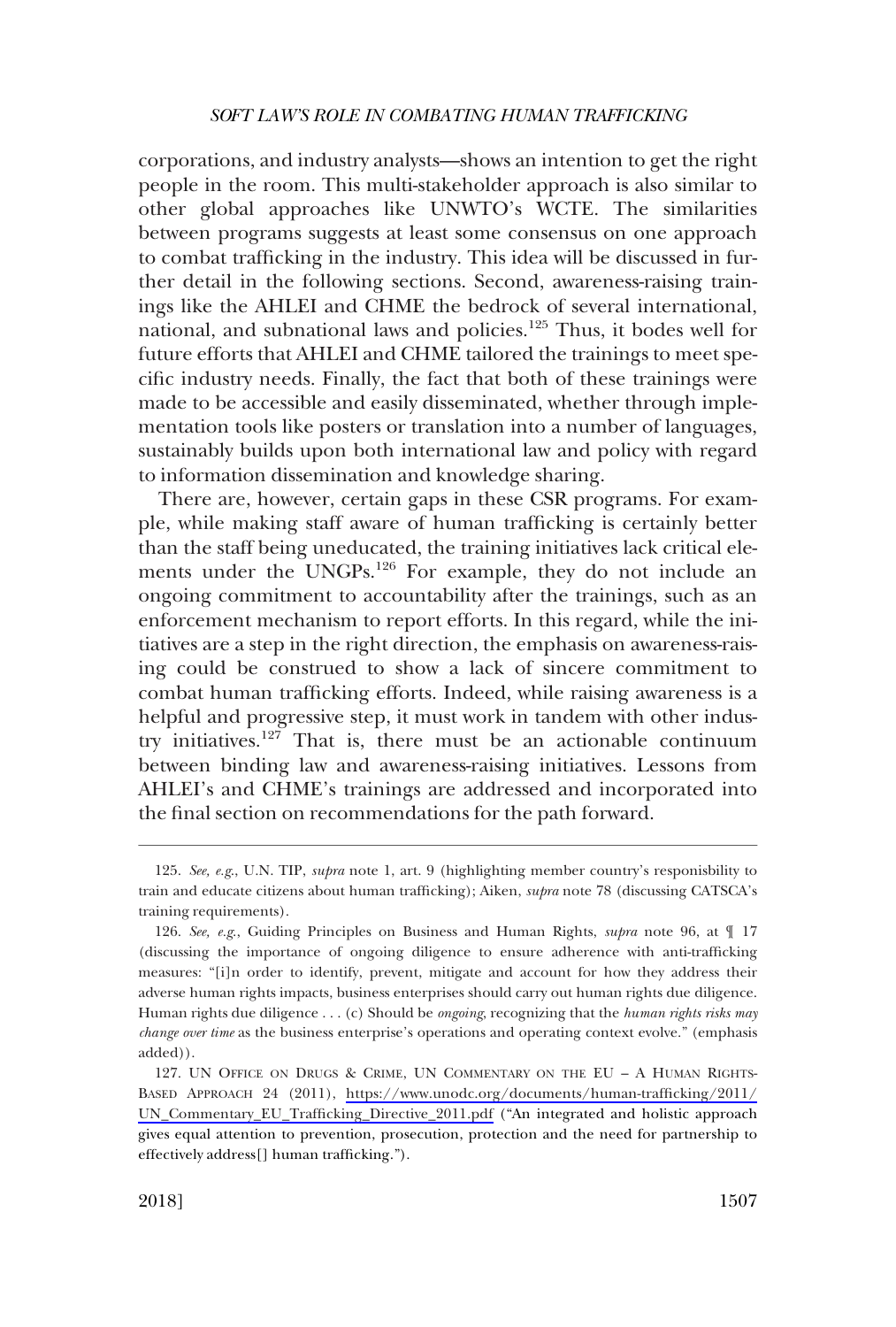corporations, and industry analysts—shows an intention to get the right people in the room. This multi-stakeholder approach is also similar to other global approaches like UNWTO's WCTE. The similarities between programs suggests at least some consensus on one approach to combat trafficking in the industry. This idea will be discussed in further detail in the following sections. Second, awareness-raising trainings like the AHLEI and CHME the bedrock of several international, national, and subnational laws and policies.[125] Thus, it bodes well for future efforts that AHLEI and CHME tailored the trainings to meet specific industry needs. Finally, the fact that both of these trainings were made to be accessible and easily disseminated, whether through implementation tools like posters or translation into a number of languages, sustainably builds upon both international law and policy with regard to information dissemination and knowledge sharing.

There are, however, certain gaps in these CSR programs. For example, while making staff aware of human trafficking is certainly better than the staff being uneducated, the training initiatives lack critical elements under the UNGPs.[126] For example, they do not include an ongoing commitment to accountability after the trainings, such as an enforcement mechanism to report efforts. In this regard, while the initiatives are a step in the right direction, the emphasis on awareness-raising could be construed to show a lack of sincere commitment to combat human trafficking efforts. Indeed, while raising awareness is a helpful and progressive step, it must work in tandem with other industry initiatives.[127] That is, there must be an actionable continuum between binding law and awareness-raising initiatives. Lessons from AHLEI's and CHME's trainings are addressed and incorporated into the final section on recommendations for the path forward.

---

125. *See, e.g.*, U.N. TIP, *supra* note 1, art. 9 (highlighting member country's responisbility to train and educate citizens about human trafficking); Aiken, *supra* note 78 (discussing CATSCA's training requirements).

126. *See, e.g.*, Guiding Principles on Business and Human Rights, *supra* note 96, at ¶ 17 (discussing the importance of ongoing diligence to ensure adherence with anti-trafficking measures: "[i]n order to identify, prevent, mitigate and account for how they address their adverse human rights impacts, business enterprises should carry out human rights due diligence. Human rights due diligence . . . (c) Should be *ongoing*, recognizing that the *human rights risks may change over time* as the business enterprise's operations and operating context evolve." (emphasis added)).

127. UN OFFICE ON DRUGS & CRIME, UN COMMENTARY ON THE EU – A HUMAN RIGHTS-BASED APPROACH 24 (2011), https://www.unodc.org/documents/human-trafficking/2011/UN_Commentary_EU_Trafficking_Directive_2011.pdf ("An integrated and holistic approach gives equal attention to prevention, prosecution, protection and the need for partnership to effectively address[] human trafficking.").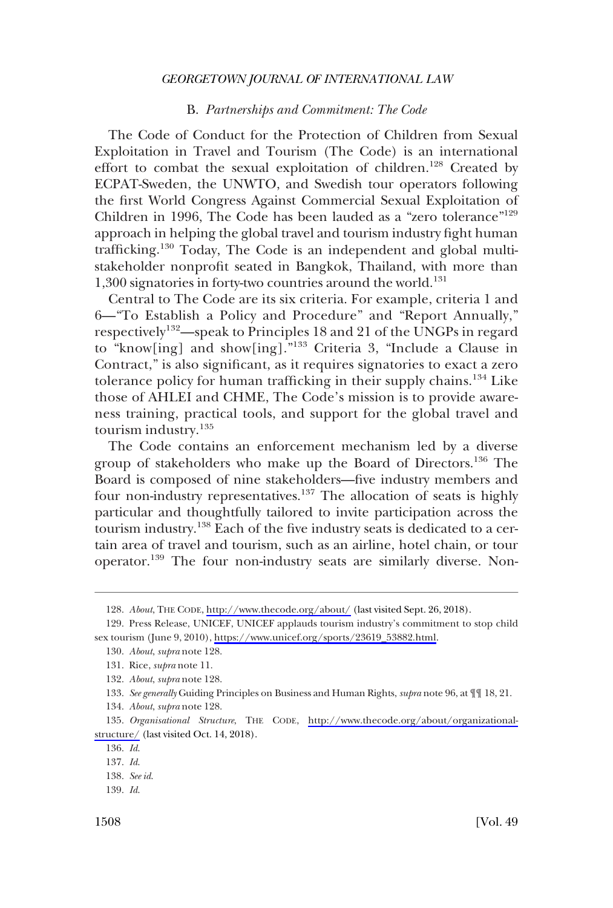### B. *Partnerships and Commitment: The Code*

The Code of Conduct for the Protection of Children from Sexual Exploitation in Travel and Tourism (The Code) is an international effort to combat the sexual exploitation of children.[128] Created by ECPAT-Sweden, the UNWTO, and Swedish tour operators following the first World Congress Against Commercial Sexual Exploitation of Children in 1996, The Code has been lauded as a "zero tolerance"[129] approach in helping the global travel and tourism industry fight human trafficking.[130] Today, The Code is an independent and global multi-stakeholder nonprofit seated in Bangkok, Thailand, with more than 1,300 signatories in forty-two countries around the world.[131]

Central to The Code are its six criteria. For example, criteria 1 and 6—"To Establish a Policy and Procedure" and "Report Annually," respectively[132]—speak to Principles 18 and 21 of the UNGPs in regard to "know[ing] and show[ing]."[133] Criteria 3, "Include a Clause in Contract," is also significant, as it requires signatories to exact a zero tolerance policy for human trafficking in their supply chains.[134] Like those of AHLEI and CHME, The Code's mission is to provide awareness training, practical tools, and support for the global travel and tourism industry.[135]

The Code contains an enforcement mechanism led by a diverse group of stakeholders who make up the Board of Directors.[136] The Board is composed of nine stakeholders—five industry members and four non-industry representatives.[137] The allocation of seats is highly particular and thoughtfully tailored to invite participation across the tourism industry.[138] Each of the five industry seats is dedicated to a certain area of travel and tourism, such as an airline, hotel chain, or tour operator.[139] The four non-industry seats are similarly diverse. Non-

---

128. *About*, THE CODE, http://www.thecode.org/about/ (last visited Sept. 26, 2018).

129. Press Release, UNICEF, UNICEF applauds tourism industry's commitment to stop child sex tourism (June 9, 2010), https://www.unicef.org/sports/23619_53882.html.

130. *About*, *supra* note 128.

131. Rice, *supra* note 11.

132. *About*, *supra* note 128.

133. *See generally* Guiding Principles on Business and Human Rights, *supra* note 96, at ¶¶ 18, 21.

134. *About*, *supra* note 128.

135. *Organisational Structure*, THE CODE, http://www.thecode.org/about/organizational-structure/ (last visited Oct. 14, 2018).

136. *Id.*

137. *Id.*

138. *See id.*

139. *Id.*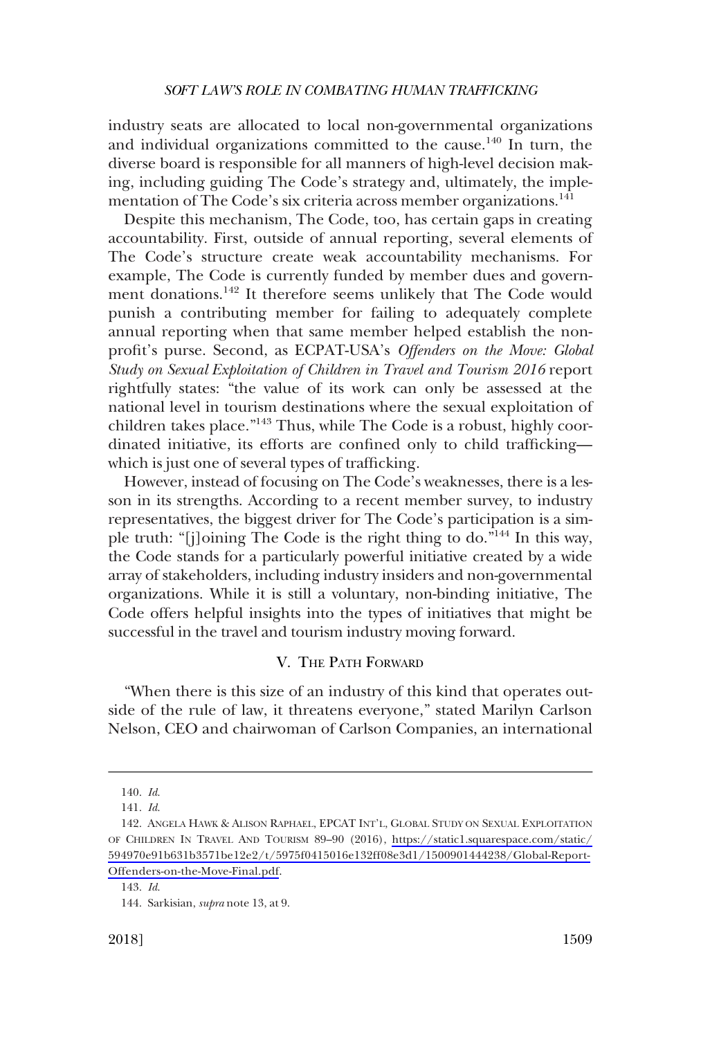industry seats are allocated to local non-governmental organizations and individual organizations committed to the cause.[140] In turn, the diverse board is responsible for all manners of high-level decision making, including guiding The Code's strategy and, ultimately, the implementation of The Code's six criteria across member organizations.[141]

Despite this mechanism, The Code, too, has certain gaps in creating accountability. First, outside of annual reporting, several elements of The Code's structure create weak accountability mechanisms. For example, The Code is currently funded by member dues and government donations.[142] It therefore seems unlikely that The Code would punish a contributing member for failing to adequately complete annual reporting when that same member helped establish the nonprofit's purse. Second, as ECPAT-USA's *Offenders on the Move: Global Study on Sexual Exploitation of Children in Travel and Tourism 2016* report rightfully states: "the value of its work can only be assessed at the national level in tourism destinations where the sexual exploitation of children takes place."[143] Thus, while The Code is a robust, highly coordinated initiative, its efforts are confined only to child trafficking—which is just one of several types of trafficking.

However, instead of focusing on The Code's weaknesses, there is a lesson in its strengths. According to a recent member survey, to industry representatives, the biggest driver for The Code's participation is a simple truth: "[j]oining The Code is the right thing to do."[144] In this way, the Code stands for a particularly powerful initiative created by a wide array of stakeholders, including industry insiders and non-governmental organizations. While it is still a voluntary, non-binding initiative, The Code offers helpful insights into the types of initiatives that might be successful in the travel and tourism industry moving forward.

## V. The Path Forward

"When there is this size of an industry of this kind that operates outside of the rule of law, it threatens everyone," stated Marilyn Carlson Nelson, CEO and chairwoman of Carlson Companies, an international

---

140. *Id.*

141. *Id.*

142. ANGELA HAWK & ALISON RAPHAEL, EPCAT INT'L, GLOBAL STUDY ON SEXUAL EXPLOITATION OF CHILDREN IN TRAVEL AND TOURISM 89–90 (2016), https://static1.squarespace.com/static/594970e91b631b3571be12e2/t/5975f0415016e132ff08e3d1/1500901444238/Global-Report-Offenders-on-the-Move-Final.pdf.

143. *Id.*

144. Sarkisian, *supra* note 13, at 9.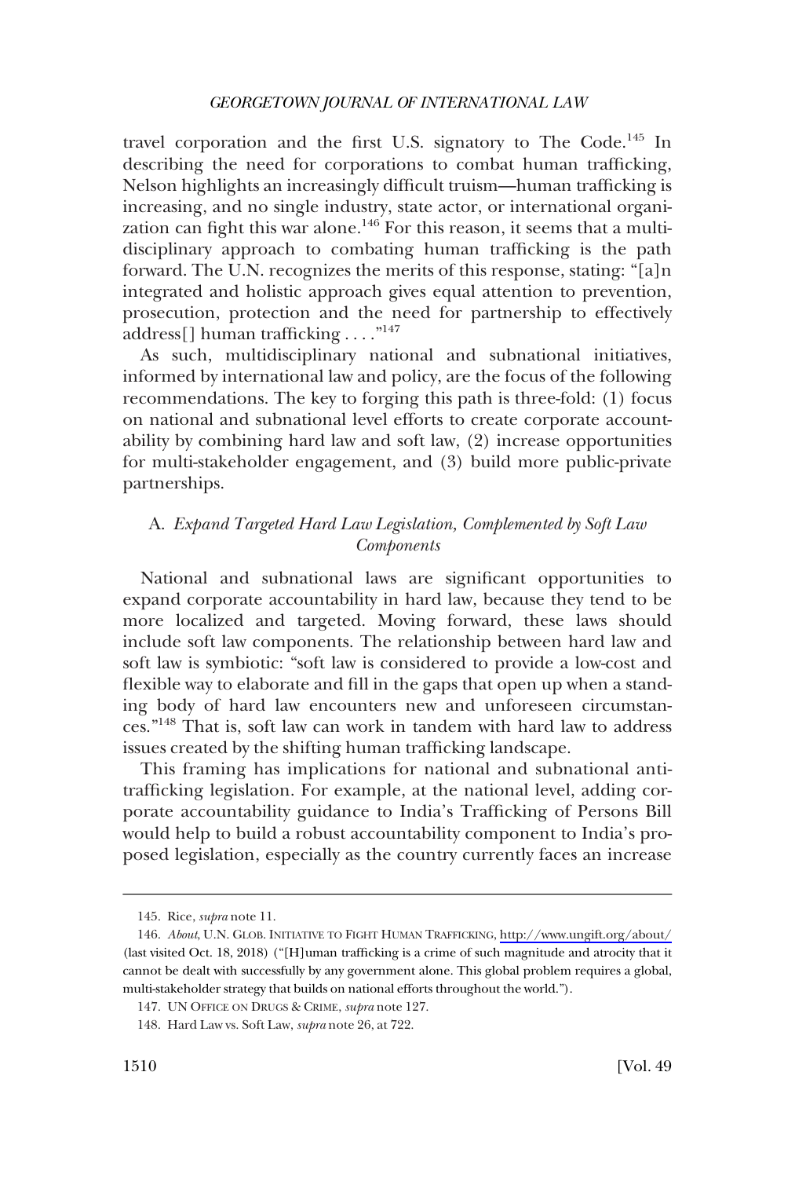travel corporation and the first U.S. signatory to The Code.[145] In describing the need for corporations to combat human trafficking, Nelson highlights an increasingly difficult truism—human trafficking is increasing, and no single industry, state actor, or international organization can fight this war alone.[146] For this reason, it seems that a multidisciplinary approach to combating human trafficking is the path forward. The U.N. recognizes the merits of this response, stating: "[a]n integrated and holistic approach gives equal attention to prevention, prosecution, protection and the need for partnership to effectively address[] human trafficking . . . ."[147]

As such, multidisciplinary national and subnational initiatives, informed by international law and policy, are the focus of the following recommendations. The key to forging this path is three-fold: (1) focus on national and subnational level efforts to create corporate accountability by combining hard law and soft law, (2) increase opportunities for multi-stakeholder engagement, and (3) build more public-private partnerships.

### A. *Expand Targeted Hard Law Legislation, Complemented by Soft Law Components*

National and subnational laws are significant opportunities to expand corporate accountability in hard law, because they tend to be more localized and targeted. Moving forward, these laws should include soft law components. The relationship between hard law and soft law is symbiotic: "soft law is considered to provide a low-cost and flexible way to elaborate and fill in the gaps that open up when a standing body of hard law encounters new and unforeseen circumstances."[148] That is, soft law can work in tandem with hard law to address issues created by the shifting human trafficking landscape.

This framing has implications for national and subnational anti-trafficking legislation. For example, at the national level, adding corporate accountability guidance to India's Trafficking of Persons Bill would help to build a robust accountability component to India's proposed legislation, especially as the country currently faces an increase

---

145. Rice, *supra* note 11.

146. *About*, U.N. GLOB. INITIATIVE TO FIGHT HUMAN TRAFFICKING, http://www.ungift.org/about/ (last visited Oct. 18, 2018) ("[H]uman trafficking is a crime of such magnitude and atrocity that it cannot be dealt with successfully by any government alone. This global problem requires a global, multi-stakeholder strategy that builds on national efforts throughout the world.").

147. UN OFFICE ON DRUGS & CRIME, *supra* note 127.

148. Hard Law vs. Soft Law, *supra* note 26, at 722.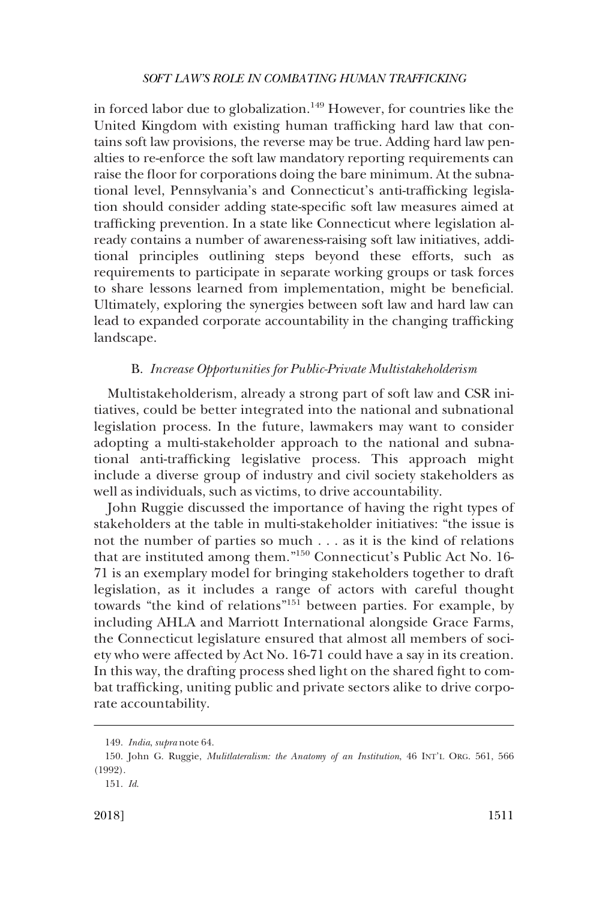in forced labor due to globalization.[149] However, for countries like the United Kingdom with existing human trafficking hard law that contains soft law provisions, the reverse may be true. Adding hard law penalties to re-enforce the soft law mandatory reporting requirements can raise the floor for corporations doing the bare minimum. At the subnational level, Pennsylvania's and Connecticut's anti-trafficking legislation should consider adding state-specific soft law measures aimed at trafficking prevention. In a state like Connecticut where legislation already contains a number of awareness-raising soft law initiatives, additional principles outlining steps beyond these efforts, such as requirements to participate in separate working groups or task forces to share lessons learned from implementation, might be beneficial. Ultimately, exploring the synergies between soft law and hard law can lead to expanded corporate accountability in the changing trafficking landscape.

### B. *Increase Opportunities for Public-Private Multistakeholderism*

Multistakeholderism, already a strong part of soft law and CSR initiatives, could be better integrated into the national and subnational legislation process. In the future, lawmakers may want to consider adopting a multi-stakeholder approach to the national and subnational anti-trafficking legislative process. This approach might include a diverse group of industry and civil society stakeholders as well as individuals, such as victims, to drive accountability.

John Ruggie discussed the importance of having the right types of stakeholders at the table in multi-stakeholder initiatives: "the issue is not the number of parties so much . . . as it is the kind of relations that are instituted among them."[150] Connecticut's Public Act No. 16-71 is an exemplary model for bringing stakeholders together to draft legislation, as it includes a range of actors with careful thought towards "the kind of relations"[151] between parties. For example, by including AHLA and Marriott International alongside Grace Farms, the Connecticut legislature ensured that almost all members of society who were affected by Act No. 16-71 could have a say in its creation. In this way, the drafting process shed light on the shared fight to combat trafficking, uniting public and private sectors alike to drive corporate accountability.

---

149. *India*, *supra* note 64.

150. John G. Ruggie, *Mulitlateralism: the Anatomy of an Institution*, 46 INT'L ORG. 561, 566 (1992).

151. *Id.*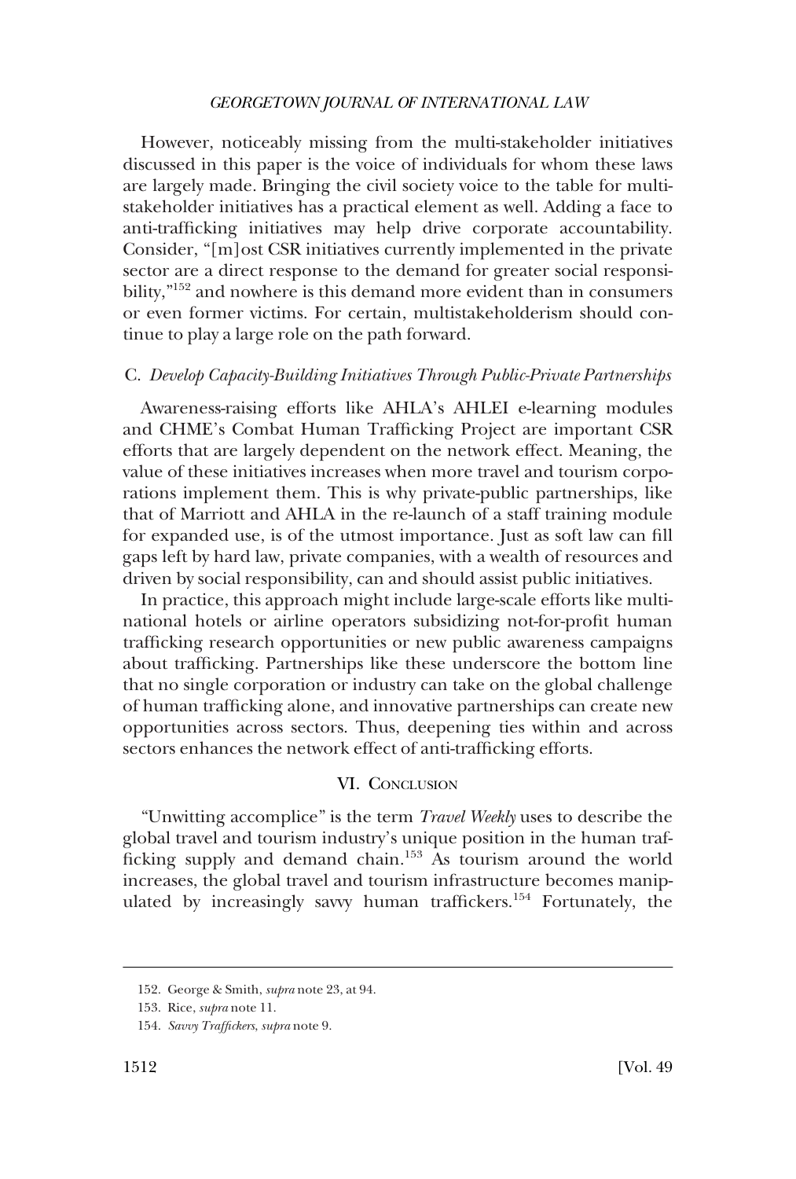However, noticeably missing from the multi-stakeholder initiatives discussed in this paper is the voice of individuals for whom these laws are largely made. Bringing the civil society voice to the table for multi-stakeholder initiatives has a practical element as well. Adding a face to anti-trafficking initiatives may help drive corporate accountability. Consider, "[m]ost CSR initiatives currently implemented in the private sector are a direct response to the demand for greater social responsibility,"[152] and nowhere is this demand more evident than in consumers or even former victims. For certain, multistakeholderism should continue to play a large role on the path forward.

### C. *Develop Capacity-Building Initiatives Through Public-Private Partnerships*

Awareness-raising efforts like AHLA's AHLEI e-learning modules and CHME's Combat Human Trafficking Project are important CSR efforts that are largely dependent on the network effect. Meaning, the value of these initiatives increases when more travel and tourism corporations implement them. This is why private-public partnerships, like that of Marriott and AHLA in the re-launch of a staff training module for expanded use, is of the utmost importance. Just as soft law can fill gaps left by hard law, private companies, with a wealth of resources and driven by social responsibility, can and should assist public initiatives.

In practice, this approach might include large-scale efforts like multinational hotels or airline operators subsidizing not-for-profit human trafficking research opportunities or new public awareness campaigns about trafficking. Partnerships like these underscore the bottom line that no single corporation or industry can take on the global challenge of human trafficking alone, and innovative partnerships can create new opportunities across sectors. Thus, deepening ties within and across sectors enhances the network effect of anti-trafficking efforts.

## VI. Conclusion

"Unwitting accomplice" is the term *Travel Weekly* uses to describe the global travel and tourism industry's unique position in the human trafficking supply and demand chain.[153] As tourism around the world increases, the global travel and tourism infrastructure becomes manipulated by increasingly savvy human traffickers.[154] Fortunately, the

---

152. George & Smith, *supra* note 23, at 94.

153. Rice, *supra* note 11.

154. *Savvy Traffickers*, *supra* note 9.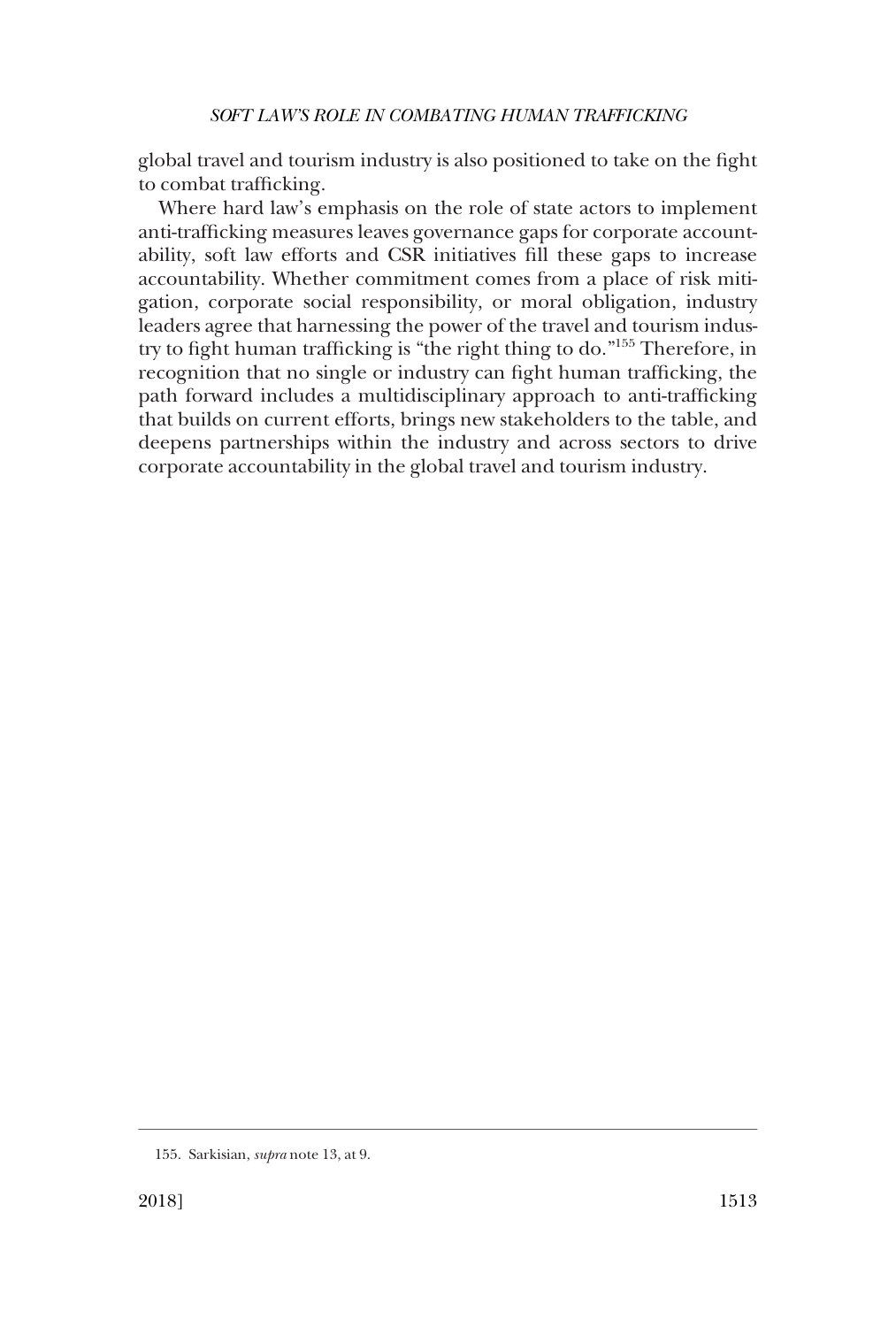global travel and tourism industry is also positioned to take on the fight to combat trafficking.

Where hard law's emphasis on the role of state actors to implement anti-trafficking measures leaves governance gaps for corporate accountability, soft law efforts and CSR initiatives fill these gaps to increase accountability. Whether commitment comes from a place of risk mitigation, corporate social responsibility, or moral obligation, industry leaders agree that harnessing the power of the travel and tourism industry to fight human trafficking is "the right thing to do."[155] Therefore, in recognition that no single or industry can fight human trafficking, the path forward includes a multidisciplinary approach to anti-trafficking that builds on current efforts, brings new stakeholders to the table, and deepens partnerships within the industry and across sectors to drive corporate accountability in the global travel and tourism industry.

---

155. Sarkisian, *supra* note 13, at 9.